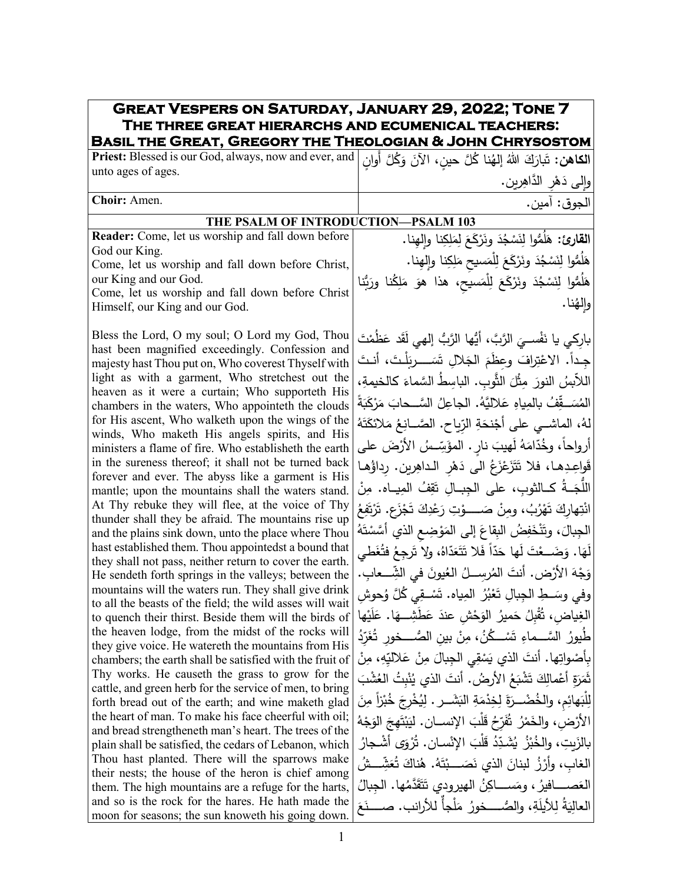# GREAT VESPERS ON SATURDAY, JANUARY 29, 2022; TONE 7
## THE THREE GREAT HIERARCHS AND ECUMENICAL TEACHERS:
## BASIL THE GREAT, GREGORY THE THEOLOGIAN & JOHN CHRYSOSTOM

| | |
|---|---|
| **Priest:** Blessed is our God, always, now and ever, and unto ages of ages. | **الكاهن:** تَبارَكَ اللهُ إلهُنا كُلَّ حينٍ، الآنَ وَكُلَّ أَوانٍ وإلى دَهْرِ الدَّاهِرين. |
| **Choir:** Amen. | الجوق: آمين. |

### THE PSALM OF INTRODUCTION—PSALM 103

| | |
|---|---|
| **Reader:** Come, let us worship and fall down before God our King.<br>Come, let us worship and fall down before Christ, our King and our God.<br>Come, let us worship and fall down before Christ Himself, our King and our God. | **القارئ:** هَلُمُّوا لِنَسْجُدَ ونَرْكَعَ لِمَلِكِنا وإلهِنا.<br>هَلُمُّوا لِنَسْجُدَ ونَرْكَعَ لِلْمَسيحِ مَلِكِنا وإلهِنا.<br>هَلُمُّوا لِنَسْجُدَ ونَرْكَعَ لِلْمَسيحِ، هذا هوَ مَلِكُنا ورَبُّنا وإلهُنا. |
| Bless the Lord, O my soul; O Lord my God, Thou hast been magnified exceedingly. Confession and majesty hast Thou put on, Who coverest Thyself with light as with a garment, Who stretchest out the heaven as it were a curtain; Who supporteth His chambers in the waters, Who appointeth the clouds for His ascent, Who walketh upon the wings of the winds, Who maketh His angels spirits, and His ministers a flame of fire. Who establisheth the earth in the sureness thereof; it shall not be turned back forever and ever. The abyss like a garment is His mantle; upon the mountains shall the waters stand. At Thy rebuke they will flee, at the voice of Thy thunder shall they be afraid. The mountains rise up and the plains sink down, unto the place where Thou hast established them. Thou appointedst a bound that they shall not pass, neither return to cover the earth. He sendeth forth springs in the valleys; between the mountains will the waters run. They shall give drink to all the beasts of the field; the wild asses will wait to quench their thirst. Beside them will the birds of the heaven lodge, from the midst of the rocks will they give voice. He watereth the mountains from His chambers; the earth shall be satisfied with the fruit of Thy works. He causeth the grass to grow for the cattle, and green herb for the service of men, to bring forth bread out of the earth; and wine maketh glad the heart of man. To make his face cheerful with oil; and bread strengtheneth man's heart. The trees of the plain shall be satisfied, the cedars of Lebanon, which Thou hast planted. There will the sparrows make their nests; the house of the heron is chief among them. The high mountains are a refuge for the harts, and so is the rock for the hares. He hath made the moon for seasons; the sun knoweth his going down. | بارِكي يا نَفْسيَ الرَّبَّ، أيُّها الرَّبُّ إلهي لَقَد عَظُمْتَ جِداً. الاعْتِرافَ وعِظَمَ الجَلالِ تَسَربَلْتَ، أنتَ اللاّبِسُ النورَ مِثْلَ الثَّوبِ. الباسِطُ السَّماءَ كالخيمةِ، المُسَقِّفُ بالمِياهِ عَلاليَّهُ. الجاعِلُ السَّحابَ مَرْكَبَةً لهُ، الماشي على أجْنَحَةِ الرِّياح. الصَّانِعُ مَلائكَتَهُ أرواحاً، وخُدّامَهُ لَهيبَ نارٍ. المؤَسِّسُ الأرْضَ على قَواعِدِها، فلا تَتَزَعْزَعُ الى دَهْرِ الداهِرين. رِداؤُها اللُّجَةُ كالثوبِ، على الجِبالِ تَقِفُ المِياه. مِنْ انْتِهارِكَ تَهْرُبُ، ومِنْ صَوْتِ رَعْدِكَ تَجْزَع. تَرْتَفِعُ الجِبالَ، وتَنْخَفِضُ البِقاعَ إلى المَوْضِعِ الذي أسَّسْتَهُ لَهَا. وَضَعْتَ لَها حَدّاً فَلا تَتَعَدّاهُ، ولا تَرجِعُ فتُغَطي وَجْهَ الأرْض. أنتَ المُرسِلُ العُيونَ في الشِّعابِ. وفي وسَطِ الجِبالِ تَعْبُرُ المِياه. تَسْقِي كُلَّ وُحوشِ الغِياضِ، تُقْبِلُ حَميرُ الوَحْشِ عندَ عَطَشِهَا. عَلَيْها طُيورُ السَّماءِ تَسْكُنُ، مِنْ بينِ الصُّخورِ تُغَرِّدُ بِأَصْواتِها. أنتَ الذي يَسْقِي الجِبالَ مِنْ عَلاليِّهِ، مِنْ ثَمَرَةِ أعْمالِكَ تَشْبَعُ الأرضُ. أنتَ الذي يُنْبِتُ العُشْبَ لِلْبَهائِمِ، والخُضْرَةَ لِخِدْمَةِ البَشَر. ليُخْرِجَ خُبْزاً مِنَ الأرْضِ، والخَمْرُ تُفَرِّحُ قَلْبَ الإنسان. لِيَبْتَهِجَ الوَجْهُ بالزَيتِ، والخُبْزُ يُشَدِّدُ قَلْبَ الإنْسان. تُرْوَى أشْجارُ الغابِ، وأرْزُ لبنانَ الذي نَصَبْتَهُ. هُناكَ تُعَشِّشُ العَصافيرُ، ومَساكِنُ الهيرودي تَتَقَدَّمُها. الجِبالُ العالِيَةُ لِلأيلَةِ، والصُّخورُ مَلْجأٌ للأرانب. صَنَعَ |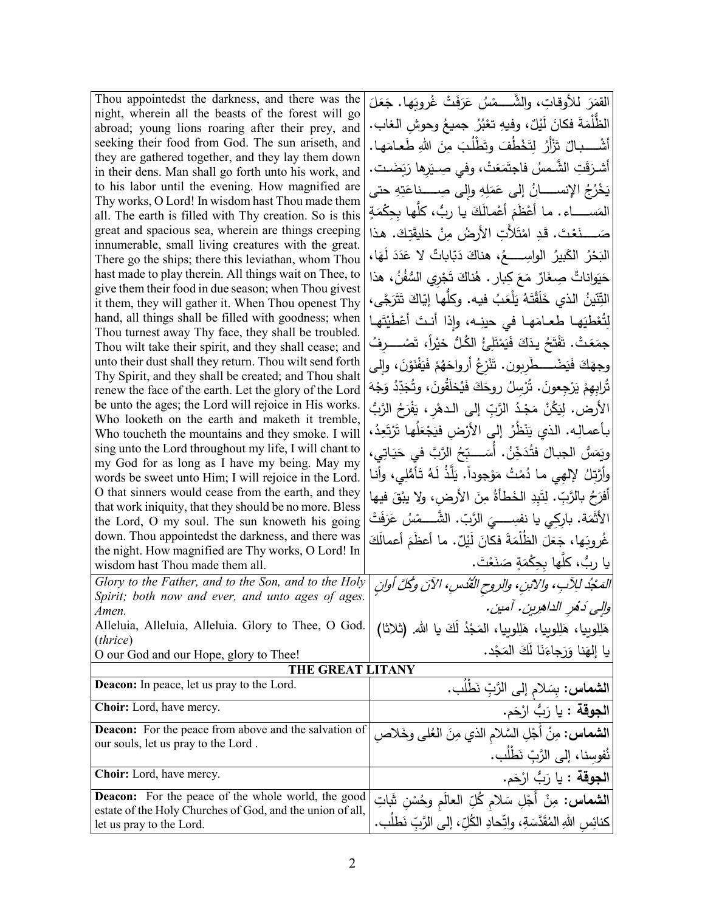| | |
|---|---|
| Thou appointedst the darkness, and there was the night, wherein all the beasts of the forest will go abroad; young lions roaring after their prey, and seeking their food from God. The sun ariseth, and they are gathered together, and they lay them down in their dens. Man shall go forth unto his work, and to his labor until the evening. How magnified are Thy works, O Lord! In wisdom hast Thou made them all. The earth is filled with Thy creation. So is this great and spacious sea, wherein are things creeping innumerable, small living creatures with the great. There go the ships; there this leviathan, whom Thou hast made to play therein. All things wait on Thee, to give them their food in due season; when Thou givest it them, they will gather it. When Thou openest Thy hand, all things shall be filled with goodness; when Thou turnest away Thy face, they shall be troubled. Thou wilt take their spirit, and they shall cease; and unto their dust shall they return. Thou wilt send forth Thy Spirit, and they shall be created; and Thou shalt renew the face of the earth. Let the glory of the Lord be unto the ages; the Lord will rejoice in His works. Who looketh on the earth and maketh it tremble, Who toucheth the mountains and they smoke. I will sing unto the Lord throughout my life, I will chant to my God for as long as I have my being. May my words be sweet unto Him; I will rejoice in the Lord. O that sinners would cease from the earth, and they that work iniquity, that they should be no more. Bless the Lord, O my soul. The sun knoweth his going down. Thou appointedst the darkness, and there was the night. How magnified are Thy works, O Lord! In wisdom hast Thou made them all. | القمَرَ للأوقاتِ، والشَّـمْسُ عَرَفَتْ غُروبَها. جَعَلَ الظُّلْمَةَ فكانَ لَيْلٌ، وفيهِ تعْبُرُ جميعُ وحوشِ الغاب. أشْـبالٌ تَزْأَرُ لِتَخْطُفَ وتَطْلُبَ مِنَ اللهِ طَعامَها. أشرَقَتِ الشَّمسُ فاجتَمَعَتْ، وفي صِيَرِها رَبَضَت. يَخْرُجُ الإنسـانُ إلى عَمَلِهِ وإلى صِـناعَتِهِ حتى المَسـاء. ما أَعْظَمَ أعْمالَكَ يا ربُّ، كلَّها بحِكْمَةٍ صَـنَعْتَ. قَدِ امْتَلأَتِ الأرضُ مِنْ خليقَتِكَ. هذا البَحْرُ الكَبيرُ الواسِـعُ، هناكَ دَبّاباتٌ لا عَدَدَ لَهَا، حَيَواناتٌ صِغَارٌ مَعَ كِبار. هُناكَ تَجْري السُّفُنُ، هذا التِّنّينُ الذي خَلَقْتَهُ يَلْعَبُ فيه. وكلُّها إيّاكَ تَتَرَجّى، لِتُعْطِيَها طعامَها في حينِه، وإذا أنتَ أعْطَيْتَها جمَعَتْ. تَفْتَحُ يدَكَ فَيَمْتَلِئُ الكُلُّ خيْراً، تَصْـرِفُ وجهَكَ فَيَضْـطَرِبون. تَنْزِعُ أرواحَهُمْ فَيَفْنَوْنَ، وإلى تُرابِهِمْ يَرْجِعونَ. تُرْسِلُ روحَكَ فَيُخلَقُونَ، وتُجَدِّدُ وَجْهَ الأرض. لِيَكُنْ مَجْدُ الرَّبِّ إلى الدهْرِ، يَفْرَحُ الرَّبُّ بأعمالِه. الذي يَنْظُرُ إلى الأرْضِ فيَجْعَلُها تَرْتَعِدُ، ويَمَسُّ الجبالَ فتُدَخِّنُ. أُسَـبِّحُ الرَّبَّ في حَيَاتِي، وأرَتِّلُ لإلهِي ما دُمْتُ مَوْجوداً. يَلَذُّ لَهُ تَأمُّلِي، وأنا أفرَحُ بالرَّبِّ. لِتَبِدِ الخَطأةُ مِنَ الأرضِ، ولا يبْقَ فيها الأثَمَة. بارِكِي يا نفسِـيَ الرَّبّ. الشَّـمْسُ عَرَفَتْ غُروبَها، جَعَلَ الظُّلْمَةَ فكانَ لَيْلٌ. ما أعظَمَ أعمالَكَ يا ربُّ، كلَّها بحِكْمَةٍ صَنَعْتَ. |
| *Glory to the Father, and to the Son, and to the Holy Spirit; both now and ever, and unto ages of ages. Amen.*<br>Alleluia, Alleluia, Alleluia. Glory to Thee, O God. (*thrice*)<br>O our God and our Hope, glory to Thee! | *المَجْدُ للآبِ، والابنِ، والروحِ القُدُسِ، الآنَ وكُلَّ أوانٍ وإلى دَهْرِ الداهرين. آمين.*<br>هَلِلوييا، هَلِلوييا، هَلِلوييا، المَجْدُ لَكَ يا الله. (ثلاثا)<br>يا إلهَنا وَرَجاءَنَا لَكَ المَجْد. |

**THE GREAT LITANY**

| | |
|---|---|
| **Deacon:** In peace, let us pray to the Lord. | **الشماس:** بِسَلامٍ إلى الرَّبِّ نَطْلُب. |
| **Choir:** Lord, have mercy. | **الجوقة** : يا رَبُّ ارْحَم. |
| **Deacon:** For the peace from above and the salvation of our souls, let us pray to the Lord . | **الشماس:** مِنْ أَجْلِ السَّلامِ الذي مِنَ العُلى وخَلاصِ نُفوسِنا، إلى الرَّبِّ نَطْلُب. |
| **Choir:** Lord, have mercy. | **الجوقة** : يا رَبُّ ارْحَم. |
| **Deacon:** For the peace of the whole world, the good estate of the Holy Churches of God, and the union of all, let us pray to the Lord. | **الشماس:** مِنْ أَجْلِ سَلامِ كُلِّ العالَمِ وحُسْنِ ثَباتِ كنائِسِ اللهِ المُقَدَّسَةِ، واتِّحادِ الكُلِّ، إلى الرَّبِّ نَطلُب. |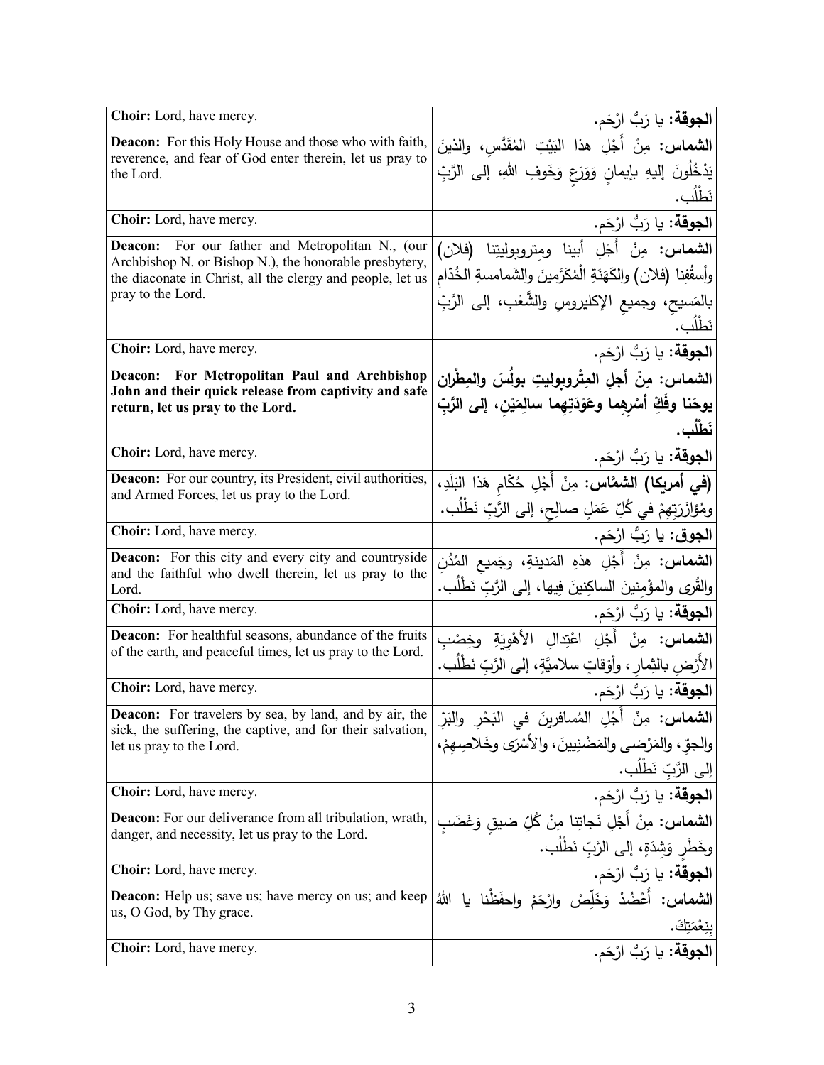| | |
|---|---|
| **Choir:** Lord, have mercy. | **الجوقة:** يا رَبُّ ارْحَم. |
| **Deacon:** For this Holy House and those who with faith, reverence, and fear of God enter therein, let us pray to the Lord. | **الشماس:** مِنْ أَجْلِ هذا البَيْتِ المُقَدَّسِ، والذينَ يَدْخُلُونَ إليهِ بإيمانٍ وَوَرَعٍ وَخَوفِ اللهِ، إلى الرَّبِّ نَطْلُب. |
| **Choir:** Lord, have mercy. | **الجوقة:** يا رَبُّ ارْحَم. |
| **Deacon:** For our father and Metropolitan N., (our Archbishop N. or Bishop N.), the honorable presbytery, the diaconate in Christ, all the clergy and people, let us pray to the Lord. | **الشماس:** مِنْ أَجْلِ أبينا ومِتروبوليتِنا (فلان) وأسقُفِنا (فلان) والكَهَنَةِ الْمُكَرَّمينَ والشَمامسةِ الخُدّامِ بالمَسيحِ، وجميعِ الإكليروسِ والشَّعْبِ، إلى الرَّبِّ نَطْلُب. |
| **Choir:** Lord, have mercy. | **الجوقة:** يا رَبُّ ارْحَم. |
| **Deacon: For Metropolitan Paul and Archbishop John and their quick release from captivity and safe return, let us pray to the Lord.** | **الشماس: مِنْ أجلِ المِتْروبوليتِ بولُسَ والمِطْرانِ يوحَنا وفَكِّ أَسْرِهِما وعَوْدَتِهِما سالِمَيْنِ، إلى الرَّبِّ نَطْلُب.** |
| **Choir:** Lord, have mercy. | **الجوقة:** يا رَبُّ ارْحَم. |
| **Deacon:** For our country, its President, civil authorities, and Armed Forces, let us pray to the Lord. | **(في أمريكا) الشمَّاس:** مِنْ أَجْلِ حُكّامِ هَذا البَلَدِ، ومُؤازَرَتِهِمْ في كُلِّ عَمَلٍ صالِحٍ، إلى الرَّبِّ نَطْلُب. |
| **Choir:** Lord, have mercy. | **الجوق:** يا رَبُّ ارْحَم. |
| **Deacon:** For this city and every city and countryside and the faithful who dwell therein, let us pray to the Lord. | **الشماس:** مِنْ أَجْلِ هذهِ المَدينةِ، وجَميعِ المُدُنِ والقُرى والمؤْمِنينَ الساكِنينَ فِيها، إلى الرَّبِّ نَطْلُب. |
| **Choir:** Lord, have mercy. | **الجوقة:** يا رَبُّ ارْحَم. |
| **Deacon:** For healthful seasons, abundance of the fruits of the earth, and peaceful times, let us pray to the Lord. | **الشماس:** مِنْ أَجْلِ اعْتِدالِ الأَهْوِيَةِ وخِصْبِ الأَرْضِ بالثِمارِ، وأَوْقاتٍ سلاميَّةٍ، إلى الرَّبِّ نَطْلُب. |
| **Choir:** Lord, have mercy. | **الجوقة:** يا رَبُّ ارْحَم. |
| **Deacon:** For travelers by sea, by land, and by air, the sick, the suffering, the captive, and for their salvation, let us pray to the Lord. | **الشماس:** مِنْ أَجْلِ المُسافرينَ في البَحْرِ والبَرِّ والجوِّ، والمَرْضى والمَضْنِيينَ، والأَسْرَى وخَلاصِهِمْ، إلى الرَّبِّ نَطْلُب. |
| **Choir:** Lord, have mercy. | **الجوقة:** يا رَبُّ ارْحَم. |
| **Deacon:** For our deliverance from all tribulation, wrath, danger, and necessity, let us pray to the Lord. | **الشماس:** مِنْ أَجْلِ نَجاتِنا مِنْ كُلِّ ضيقٍ وَغَضَبٍ وخَطَرٍ وَشِدَةٍ، إلى الرَّبِّ نَطْلُب. |
| **Choir:** Lord, have mercy. | **الجوقة:** يا رَبُّ ارْحَم. |
| **Deacon:** Help us; save us; have mercy on us; and keep us, O God, by Thy grace. | **الشماس:** أَعْضُدْ وَخَلِّصْ وارْحَمْ واحفَظْنا يا اللهُ بِنِعْمَتِكَ. |
| **Choir:** Lord, have mercy. | **الجوقة:** يا رَبُّ ارْحَم. |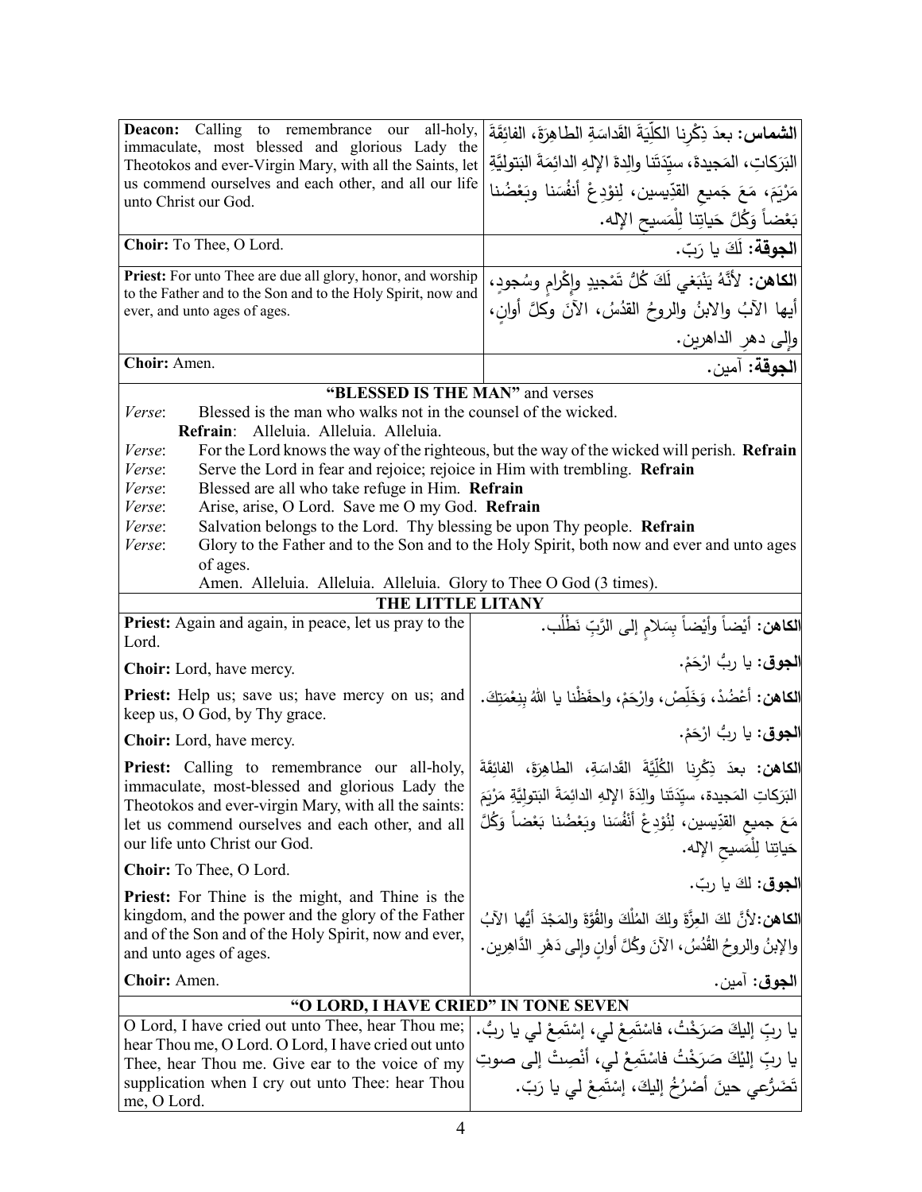| | |
|---|---|
| **Deacon:** Calling to remembrance our all-holy, immaculate, most blessed and glorious Lady the Theotokos and ever-Virgin Mary, with all the Saints, let us commend ourselves and each other, and all our life unto Christ our God. | **الشماس:** بعدَ ذِكْرِنا الكلِّيَةَ القَداسَةِ الطاهِرَةَ، الفائِقَةَ البَرَكاتِ، المَجيدةَ، سيِّدَتَنا والِدةَ الإلهِ الدائِمَةَ البَتوليَّةِ مَرْيَمَ، مَعَ جَميعِ القدِّيسين، لِنوْدِعْ أنفُسَنا وبَعْضُنا بَعْضاً وَكُلَّ حَياتِنا لِلْمَسيحِ الإله. |
| **Choir:** To Thee, O Lord. | **الجوقة:** لَكَ يا رَبّ. |
| **Priest:** For unto Thee are due all glory, honor, and worship to the Father and to the Son and to the Holy Spirit, now and ever, and unto ages of ages. | **الكاهن:** لأنَّهُ يَنْبَغي لَكَ كُلُّ تَمْجيدٍ وإِكْرامٍ وسُجودٍ، أيها الآبُ والابنُ والروحُ القدُسُ، الآنَ وكلَّ أوانٍ، وإلى دهرِ الداهرين. |
| **Choir:** Amen. | **الجوقة:** آمين. |

### "BLESSED IS THE MAN" and verses

*Verse*: Blessed is the man who walks not in the counsel of the wicked.
**Refrain**: Alleluia. Alleluia. Alleluia.
*Verse*: For the Lord knows the way of the righteous, but the way of the wicked will perish. **Refrain**
*Verse*: Serve the Lord in fear and rejoice; rejoice in Him with trembling. **Refrain**
*Verse*: Blessed are all who take refuge in Him. **Refrain**
*Verse*: Arise, arise, O Lord. Save me O my God. **Refrain**
*Verse*: Salvation belongs to the Lord. Thy blessing be upon Thy people. **Refrain**
*Verse*: Glory to the Father and to the Son and to the Holy Spirit, both now and ever and unto ages of ages.
Amen. Alleluia. Alleluia. Alleluia. Glory to Thee O God (3 times).

### THE LITTLE LITANY

| | |
|---|---|
| **Priest:** Again and again, in peace, let us pray to the Lord. | **الكاهن:** أيْضاً وأيْضاً بِسَلامٍ إلى الرَّبِّ نَطْلُب. |
| **Choir:** Lord, have mercy. | **الجوق:** يا ربُّ ارْحَمْ. |
| **Priest:** Help us; save us; have mercy on us; and keep us, O God, by Thy grace. | **الكاهن:** أَعْضُدْ، وَخَلِّصْ، وارْحَمْ، واحفَظْنا يا اللهُ بِنِعْمَتِكَ. |
| **Choir:** Lord, have mercy. | **الجوق:** يا ربُّ ارْحَمْ. |
| **Priest:** Calling to remembrance our all-holy, immaculate, most-blessed and glorious Lady the Theotokos and ever-virgin Mary, with all the saints: let us commend ourselves and each other, and all our life unto Christ our God. | **الكاهن:** بعدَ ذِكْرِنا الكُلِّيَّةَ القَداسَةِ، الطاهِرَةَ، الفائِقَةَ البَرَكاتِ المَجيدة، سيِّدَتَنا والِدَةَ الإلهِ الدائِمَةَ البَتولِيَّةِ مَرْيَمَ مَعَ جميعِ القدِّيسين، لِنوْدِعْ أنْفُسَنا وبَعْضُنا بَعْضاً وَكُلَّ حَياتِنا لِلْمَسيحِ الإله. |
| **Choir:** To Thee, O Lord. | **الجوق:** لكَ يا ربّ. |
| **Priest:** For Thine is the might, and Thine is the kingdom, and the power and the glory of the Father and of the Son and of the Holy Spirit, now and ever, and unto ages of ages. | **الكاهن:** لأنَّ لكَ العِزَّةَ ولكَ المُلْكَ والقُوَّةَ والمَجْدَ أيُّها الآبُ والإبنُ والروحُ القُدُسُ، الآنَ وكُلَّ أوانٍ وإلى دَهْرِ الدَّاهِرين. |
| **Choir:** Amen. | **الجوق:** آمين. |

### "O LORD, I HAVE CRIED" IN TONE SEVEN

| | |
|---|---|
| O Lord, I have cried out unto Thee, hear Thou me; hear Thou me, O Lord. O Lord, I have cried out unto Thee, hear Thou me. Give ear to the voice of my supplication when I cry out unto Thee: hear Thou me, O Lord. | يا ربِّ إليكَ صَرَخْتُ، فاسْتَمِعْ لي، إسْتَمِعْ لي يا ربُّ. يا ربِّ إليْكَ صَرَخْتُ فاسْتَمِعْ لي، أنْصِتْ إلى صوتِ تَضَرُّعي حينَ أصْرُخُ إليكَ، إسْتَمِعْ لي يا رَبّ. |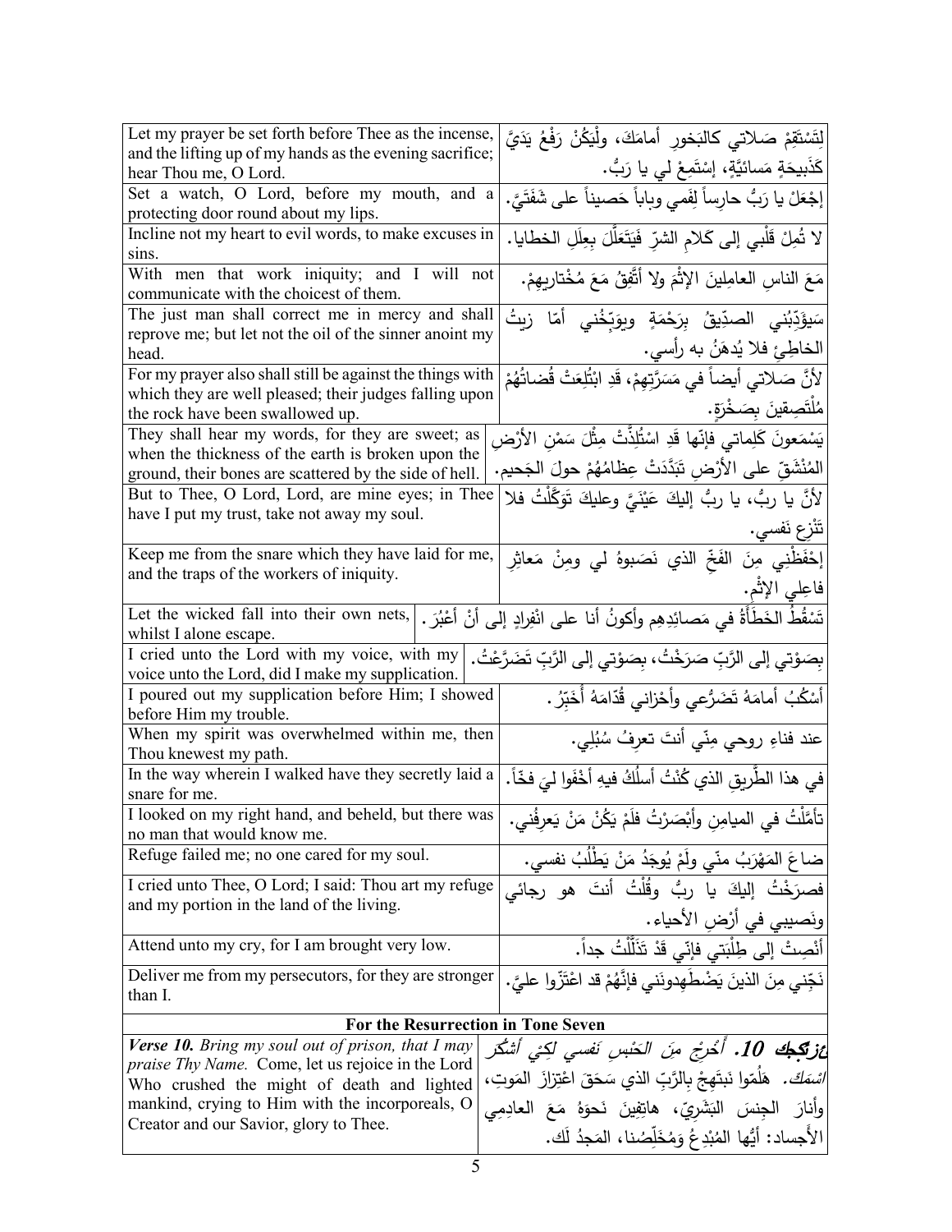| | |
|---|---|
| Let my prayer be set forth before Thee as the incense, and the lifting up of my hands as the evening sacrifice; hear Thou me, O Lord. | لِتَسْتَقِمْ صَلاتي كالبَخورِ أمامَكَ، ولْيَكُنْ رَفْعُ يَدَيَّ كَذَبيحَةٍ مَسائيَّةٍ، إسْتَمِعْ لي يا رَبُّ. |
| Set a watch, O Lord, before my mouth, and a protecting door round about my lips. | إجْعَلْ يا رَبُّ حارِساً لِفَمي وباباً حَصيناً على شَفَتَيَّ. |
| Incline not my heart to evil words, to make excuses in sins. | لا تُمِلْ قَلْبي إلى كَلامِ الشرِّ فَيَتَعَلَّلَ بِعِلَلِ الخطايا. |
| With men that work iniquity; and I will not communicate with the choicest of them. | مَعَ الناسِ العامِلينَ الإثْمَ ولا أتَّفِقُ مَعَ مُخْتاريهِمْ. |
| The just man shall correct me in mercy and shall reprove me; but let not the oil of the sinner anoint my head. | سَيُؤَدِّبُني الصدِّيقُ بِرَحْمَةٍ ويوَبِّخُني أمّا زيتُ الخاطِئ فلا يُدهَنُ به رأسي. |
| For my prayer also shall still be against the things with which they are well pleased; their judges falling upon the rock have been swallowed up. | لأنَّ صَلاتي أيضاً في مَسَرَّتِهِمْ، قَدِ ابْتُلِعَتْ قُضاتُهُمْ مُلْتَصِقينَ بِصَخْرَةٍ. |
| They shall hear my words, for they are sweet; as when the thickness of the earth is broken upon the ground, their bones are scattered by the side of hell. | يَسْمَعونَ كَلِماتي فإنّها قَدِ اسْتُلِذَّتْ مِثْلَ سَمْنِ الأرْضِ المُنْشَقِ على الأرْضِ تَبَدَّدَتْ عِظامُهُمْ حولَ الجَحيم. |
| But to Thee, O Lord, Lord, are mine eyes; in Thee have I put my trust, take not away my soul. | لأنَّ يا ربُّ، يا ربُّ إليكَ عَيْنَيَّ وعليكَ تَوَكَّلْتُ فلا تَنْزِع نَفسي. |
| Keep me from the snare which they have laid for me, and the traps of the workers of iniquity. | إحْفَظْني مِنَ الفَخِّ الذي نَصَبوهُ لي ومِنْ مَعاثِرِ فاعِلي الإثْم. |
| Let the wicked fall into their own nets, whilst I alone escape. | تَسْقُطُ الخَطأةُ في مَصائِدِهِم وأكونُ أنا على انْفِرادٍ إلى أنْ أعْبُرَ. |
| I cried unto the Lord with my voice, with my voice unto the Lord, did I make my supplication. | بِصَوْتي إلى الرَّبِّ صَرَخْتُ، بِصَوْتي إلى الرَّبِّ تَضَرَّعْتُ. |
| I poured out my supplication before Him; I showed before Him my trouble. | أسْكُبُ أمامَهُ تَضَرُّعي وأحْزاني قُدّامَهُ أُخَبِّرُ. |
| When my spirit was overwhelmed within me, then Thou knewest my path. | عند فناءِ روحي مِنّي أنتَ تعرِفُ سُبُلِي. |
| In the way wherein I walked have they secretly laid a snare for me. | في هذا الطَّريقِ الذي كُنْتُ أسلُكُ فيهِ أخْفَوا ليَ فخّاً. |
| I looked on my right hand, and beheld, but there was no man that would know me. | تأمَّلْتُ في الميامِنِ وأبْصَرْتُ فلَمْ يَكُنْ مَنْ يَعرِفُني. |
| Refuge failed me; no one cared for my soul. | ضاعَ المَهْرَبُ منّي ولَمْ يُوجَدُ مَنْ يَطْلُبُ نفسي. |
| I cried unto Thee, O Lord; I said: Thou art my refuge and my portion in the land of the living. | فصرَخْتُ إليكَ يا ربُّ وقُلْتُ أنتَ هو رجائي ونَصيبي في أرْضِ الأحياء. |
| Attend unto my cry, for I am brought very low. | أنْصِتْ إلى طِلْبَتي فإنّي قَدْ تَذَلَّلْتُ جداً. |
| Deliver me from my persecutors, for they are stronger than I. | نَجِّني مِنَ الذينَ يَضْطَهِدونَني فإنَّهُمْ قد اعْتَزّوا عليَّ. |
| **For the Resurrection in Tone Seven** | |
| *Verse 10. Bring my soul out of prison, that I may praise Thy Name.* Come, let us rejoice in the Lord Who crushed the might of death and lighted mankind, crying to Him with the incorporeals, O Creator and our Savior, glory to Thee. | ***عزتكيك 10.*** *أخْرِجْ مِنَ الحَبْسِ نَفسي لكَيْ أشْكُرَ اسْمَكَ.* هَلُمّوا نَبتَهِجْ بالرَّبِّ الذي سَحَقَ اعْتِزازَ المَوتِ، وأنارَ الجِنسَ البَشَرِيّ، هاتِفينَ نَحوَهُ مَعَ العادِمي الأجساد: أيُّها المُبْدِعُ وَمُخَلِّصُنا، المَجدُ لَك. |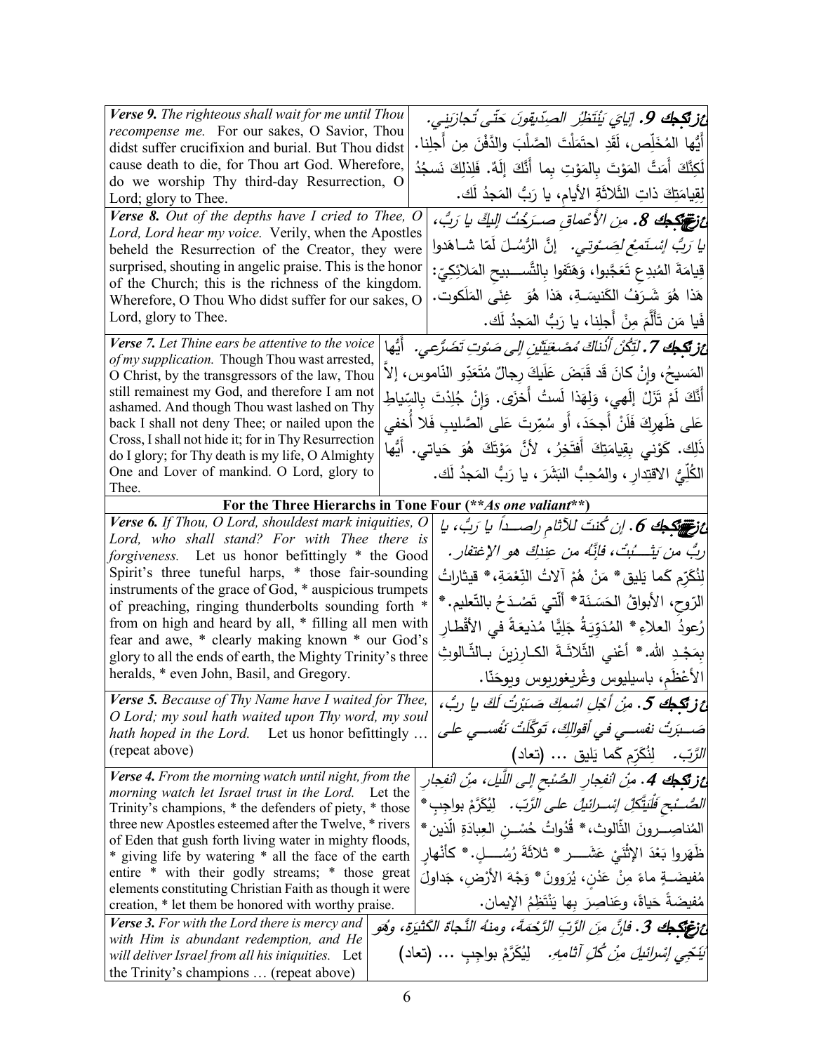| | |
|---|---|
| ***Verse 9.*** *The righteous shall wait for me until Thou recompense me.* For our sakes, O Savior, Thou didst suffer crucifixion and burial. But Thou didst cause death to die, for Thou art God. Wherefore, do we worship Thy third-day Resurrection, O Lord; glory to Thee. | ***ع: 9.*** *إيّايَ يَنْتَظِرُ الصدّيقونَ حَتّى تُجازيَني.* أَيُّها المُخَلِّص، لَقَدِ احتَمَلْتَ الصَّلْبَ والدَّفْنَ مِن أَجلِنا. لَكِنَّكَ أَمَتَّ المَوْتَ بِالمَوْتِ بِما أَنَّكَ إلَهٌ. فَلِذلِكَ نَسجُدُ لِقِيامَتِكَ ذاتِ الثَّلاثَةِ الأيام، يا رَبُّ المَجدُ لَك. |
| ***Verse 8.*** *Out of the depths have I cried to Thee, O Lord, Lord hear my voice.* Verily, when the Apostles beheld the Resurrection of the Creator, they were surprised, shouting in angelic praise. This is the honor of the Church; this is the richness of the kingdom. Wherefore, O Thou Who didst suffer for our sakes, O Lord, glory to Thee. | ***ع: 8.*** *مِنَ الأَعْماقِ صَرَخْتُ إليكَ يا رَبُّ، يا رَبُّ اسْتَمِعْ لِصَوْتي.* إنَّ الرُّسُلَ لَمّا شاهَدوا قِيامَةَ المُبدِعِ تَعَجَّبوا، وَهَتَفوا بِالتَّسبيحِ المَلائِكِيّ: هَذا هُوَ شَرَفُ الكَنيسَةِ، هَذا هُوَ غِنَى المَلَكوت. فَيا مَن تَأَلَّمَ مِنْ أَجلِنا، يا رَبُّ المَجدُ لَك. |
| ***Verse 7.*** *Let Thine ears be attentive to the voice of my supplication.* Though Thou wast arrested, O Christ, by the transgressors of the law, Thou still remainest my God, and therefore I am not ashamed. And though Thou wast lashed on Thy back I shall not deny Thee; or nailed upon the Cross, I shall not hide it; for in Thy Resurrection do I glory; for Thy death is my life, O Almighty One and Lover of mankind. O Lord, glory to Thee. | ***ع: 7.*** *لِتَكُنْ أُذناكَ مُصغِيَتَيْنِ إلى صَوْتِ تَضَرُّعي.* أَيُّها المَسيحُ، وإنْ كانَ قَد قَبَضَ عَلَيكَ رِجالٌ مُتَعَدّو النّاموس، إلاّ أَنَّكَ لَمْ تَزَلْ إلَهي، وَلِهَذا لَستُ أَخزَى. وَإنْ جُلِدْتَ بِالسِّياطِ عَلى ظَهرِكَ فَلَنْ أَجحَدَ، أَو سُمِّرتَ عَلى الصَّليبِ فَلا أُخفي ذَلِك. كَوْني بِقِيامَتِكَ أَفتَخِرُ، لأنَّ مَوْتَكَ هُوَ حَياتي. أَيُّها الكُلِّيُّ الاقتِدارِ، والمُحِبُّ البَشَرَ، يا رَبُّ المَجدُ لَك. |

**For the Three Hierarchs in Tone Four (\*\*As one valiant\*\*)**

| | |
|---|---|
| ***Verse 6.*** *If Thou, O Lord, shouldest mark iniquities, O Lord, who shall stand? For with Thee there is forgiveness.* Let us honor befittingly * the Good Spirit's three tuneful harps, * those fair-sounding instruments of the grace of God, * auspicious trumpets of preaching, ringing thunderbolts sounding forth * from on high and heard by all, * filling all men with fear and awe, * clearly making known * our God's glory to all the ends of earth, the Mighty Trinity's three heralds, * even John, Basil, and Gregory. | ***ع: 6.*** *إن كُنتَ للآثامِ راصِداً يا رَبُّ، يا رَبُّ مَن يَثْبُتُ، فإنَّهُ من عندِكَ هو الاغتفار.* لِنُكَرِّمِ كَما يَليقُ* مَنْ هُمْ آلاتُ النِّعْمَةِ،* قيثاراتُ الرّوحِ، الأبواقُ الحَسَنَةُ* ألّتي تَصْدَحُ بالتّعليم.* رُعودُ العلاءِ* المُدَوِّيَةُ جَلِيًّا مُذيعَةً في الأقْطارِ بِمَجْدِ الله.* أعْني الثّلاثَةَ الكارزينَ بالثّالوثِ الأعْظَمِ، باسيليوس وغْريغوريوس ويوحَنّا. |
| ***Verse 5.*** *Because of Thy Name have I waited for Thee, O Lord; my soul hath waited upon Thy word, my soul hath hoped in the Lord.* Let us honor befittingly … (repeat above) | ***ع: 5.*** *مِنْ أَجْلِ اسْمِكَ صَبَرْتُ لَكَ يا ربُّ، صَبَرَتْ نفسي في أقوالِك، تَوَكَّلَتْ نَفْسي على الرَّبّ.* لِنُكَرِّمِ كَما يَليق ... (تعاد) |
| ***Verse 4.*** *From the morning watch until night, from the morning watch let Israel trust in the Lord.* Let the Trinity's champions, * the defenders of piety, * those three new Apostles esteemed after the Twelve, * rivers of Eden that gush forth living water in mighty floods, * giving life by watering * all the face of the earth entire * with their godly streams; * those great elements constituting Christian Faith as though it were creation, * let them be honored with worthy praise. | ***ع: 4.*** *مِنِ انْفِجارِ الصُّبْحِ إلى اللَّيلِ، مِنِ انْفِجارِ الصُّبْحِ فَلْيَتَّكِلْ إسْرائيلُ على الرَّبّ.* لِيُكَرَّمْ بواجِبٍ* المُناصِرونَ الثّالوث،* قُدْوَةُ حُسْنِ العِبادَةِ الّذين* ظَهَروا بَعْدَ الإثْنَيْ عَشَر* ثلاثَةَ رُسُلٍ.* كأنْهارٍ مُفيضَةٍ ماءً مِنْ عَدْنٍ، يُرَوونَ* وَجْهَ الأرْضِ، جَداولَ مُفيضَةً حَياةً، وعَناصِرَ بها يَنْتَظِمُ الإيمان. |
| ***Verse 3.*** *For with the Lord there is mercy and with Him is abundant redemption, and He will deliver Israel from all his iniquities.* Let the Trinity's champions … (repeat above) | ***ع: 3.*** *فإنَّ مِنَ الرَّبِّ الرَّحْمَةَ، ومنهُ النَّجاةَ الكَثيرَةَ، وهُوَ يُنَجّي إسْرائيلَ مِنْ كُلِّ آثامِهِ.* لِيُكَرَّمْ بواجِبٍ ... (تعاد) |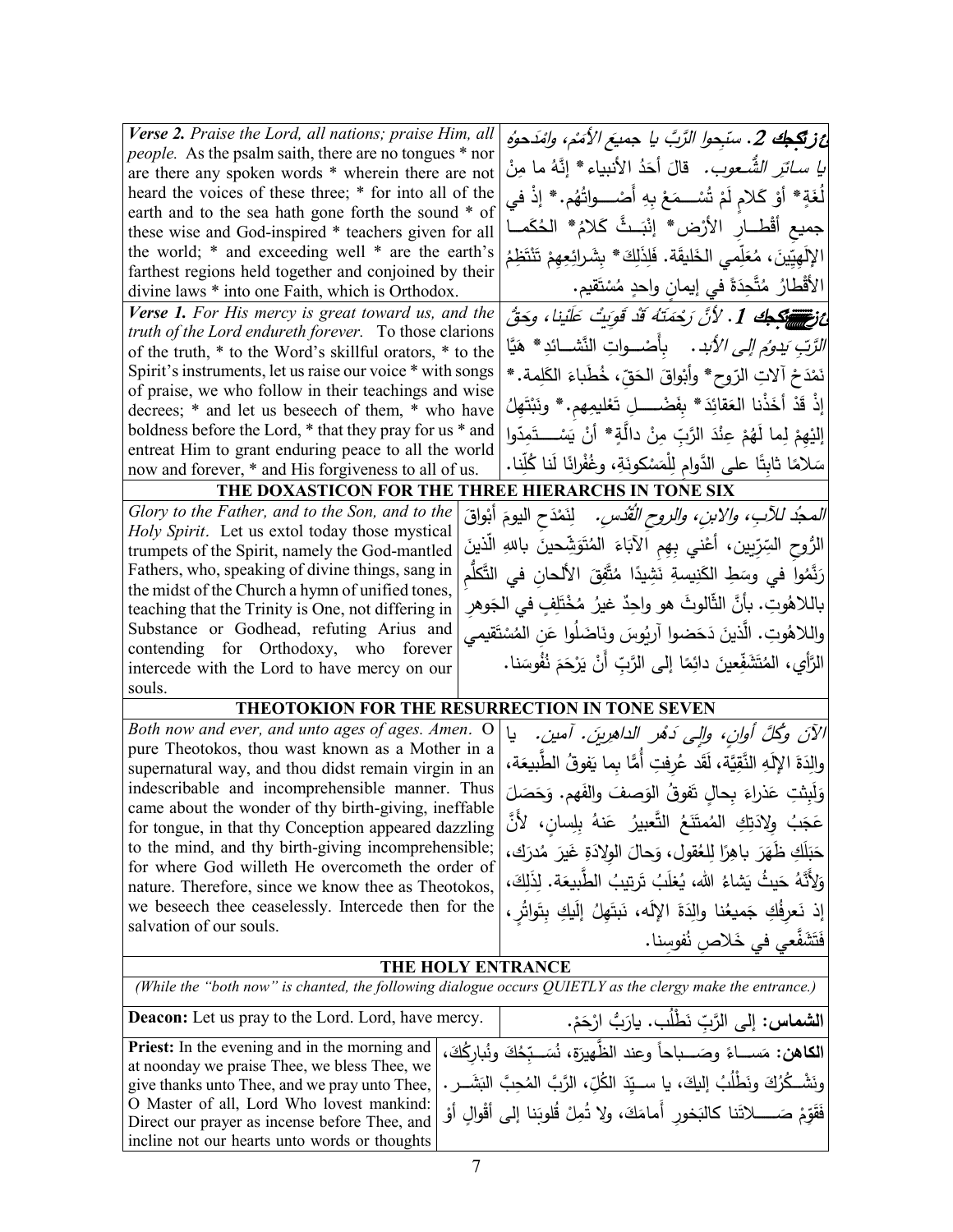| | |
|---|---|
| ***Verse 2.*** *Praise the Lord, all nations; praise Him, all people.* As the psalm saith, there are no tongues * nor are there any spoken words * wherein there are not heard the voices of these three; * for into all of the earth and to the sea hath gone forth the sound * of these wise and God-inspired * teachers given for all the world; * and exceeding well * are the earth's farthest regions held together and conjoined by their divine laws * into one Faith, which is Orthodox. | ***ع: ستيخن 2.*** *سبّحوا الرَّبَّ يا جميعَ الأمَمْ، وامْدَحوهُ يا سائرَ الشُّعوب.* قالَ أحَدُ الأنبياء* إنَّهُ ما مِنْ لُغَةٍ* أوْ كَلامٍ لَمْ تُسْـــمَعْ بِهِ أصْـــواتُهُم.* إذْ في جميعِ أقْطـــارِ الأرْض* إنْبَـــثَّ كَلامُ* الحُكَمـــا الإلَهِيّينَ، مُعَلِّمي الخَليقَة. فَلِذَلِكَ* بِشَرائِعِهِمْ تَنْتَظِمُ الأقْطارُ مُتَّحِدَةً في إيمانٍ واحِدٍ مُسْتَقيم. |
| ***Verse 1.*** *For His mercy is great toward us, and the truth of the Lord endureth forever.* To those clarions of the truth, * to the Word's skillful orators, * to the Spirit's instruments, let us raise our voice * with songs of praise, we who follow in their teachings and wise decrees; * and let us beseech of them, * who have boldness before the Lord, * that they pray for us * and entreat Him to grant enduring peace to all the world now and forever, * and His forgiveness to all of us. | ***ع: ستيخن 1.*** *لأنَّ رَحْمَتَهُ قَدْ قَوِيَتْ عَلَيْنا، وحَقُّ الرَّبِّ يَدومُ إلى الأبد.* بِأَصْـــواتِ النَّشَـــائِدِ* هَيَّا نَمْدَحُ آلاتِ الرّوح* وأبْواقَ الحَقّ، خُطَباءَ الكَلِمة.* إذْ قَدْ أخَذْنا العَقائِدَ* بِفَضْـــلِ تَعْليمِهِم.* ونَبْتَهِلُ إلَيْهِمْ لِما لَهُمْ عِنْدَ الرَّبِّ مِنْ دالَّةٍ* أنْ يَسْـــتَمِدّوا سَلامًا ثابِتًا على الدَّوامِ لِلْمَسْكونَةِ، وغُفْرانًا لَنا كُلِّنا. |

## THE DOXASTICON FOR THE THREE HIERARCHS IN TONE SIX

| | |
|---|---|
| *Glory to the Father, and to the Son, and to the Holy Spirit.* Let us extol today those mystical trumpets of the Spirit, namely the God-mantled Fathers, who, speaking of divine things, sang in the midst of the Church a hymn of unified tones, teaching that the Trinity is One, not differing in Substance or Godhead, refuting Arius and contending for Orthodoxy, who forever intercede with the Lord to have mercy on our souls. | *المجدُ للآبِ، والابنِ، والروحِ القُدُس.* لِنَمْدَحِ اليومَ أبْواقَ الرُّوحِ السِّرّيين، أعْني بِهِمِ الآبَاءَ المُتَوَشِّحينَ باللهِ الّذينَ رَنَّمُوا في وسَطِ الكَنيسةِ نَشِيدًا مُتَّفِقَ الألحانِ في التَّكلُّمِ باللاهُوتِ. بأنَّ الثَّالوثَ هو واحِدٌ غيرُ مُخْتَلِفٍ في الجَوهرِ واللاهُوتِ. الّذينَ دَحَضوا آريُوسَ ونَاضَلُوا عَنِ المُسْتَقيمي الرَّأيِ، المُتَشَفِّعينَ دائِمًا إلى الرَّبِّ أنْ يَرْحَمَ نُفُوسَنا. |

## THEOTOKION FOR THE RESURRECTION IN TONE SEVEN

| | |
|---|---|
| *Both now and ever, and unto ages of ages. Amen.* O pure Theotokos, thou wast known as a Mother in a supernatural way, and thou didst remain virgin in an indescribable and incomprehensible manner. Thus came about the wonder of thy birth-giving, ineffable for tongue, in that thy Conception appeared dazzling to the mind, and thy birth-giving incomprehensible; for where God willeth He overcometh the order of nature. Therefore, since we know thee as Theotokos, we beseech thee ceaselessly. Intercede then for the salvation of our souls. | *الآنَ وكُلَّ أوانٍ، وإلى دَهْرِ الداهرين. آمين.* يا والِدَةَ الإلَهِ النَّقِيَّة، لَقَد عُرِفتِ أُمًّا بما يَفوقُ الطَّبيعَة، وَلَبِثتِ عَذراءَ بِحالٍ تَفوقُ الوَصفَ والفَهم. وَحَصَلَ عَجَبُ وِلادَتِكِ المُمتَنَعُ التَّعبيرُ عَنهُ بِلِسانٍ، لأنَّ حَبَلَكِ ظَهَرَ باهِرًا لِلعُقول، وَحالَ الوِلادَةِ غَيرَ مُدرَك، وَلأنَّهُ حَيثُ يَشاءُ الله، يُغلَبُ تَرتيبُ الطَّبيعَة. لِذَلِكَ، إذ نَعرِفُكِ جَميعُنا والِدَةَ الإلَه، نَبتَهِلُ إلَيكِ بِتَواتُرٍ، فَتَشَفَّعي في خَلاصِ نُفوسِنا. |

## THE HOLY ENTRANCE

*(While the "both now" is chanted, the following dialogue occurs QUIETLY as the clergy make the entrance.)*

| | |
|---|---|
| **Deacon:** Let us pray to the Lord. Lord, have mercy. | **الشماس:** إلى الرَّبِّ نَطْلُب. يارَبُّ ارْحَمْ. |
| **Priest:** In the evening and in the morning and at noonday we praise Thee, we bless Thee, we give thanks unto Thee, and we pray unto Thee, O Master of all, Lord Who lovest mankind: Direct our prayer as incense before Thee, and incline not our hearts unto words or thoughts | **الكاهن:** مَســاءً وصَــباحاً وعند الظَّهيرة، نُسَــبِّحُكَ ونُبارِكُكَ، ونَشْــكُرُكَ ونَطْلُبُ إليكَ، يا ســيِّدَ الكُلِّ، الرَّبَّ المُحِبَّ البَشَــر. فَقَوِّمْ صَــــلاتَنا كالبَخورِ أمامَكَ، ولا تُمِلْ قُلوبَنا إلى أقْوالٍ أوْ |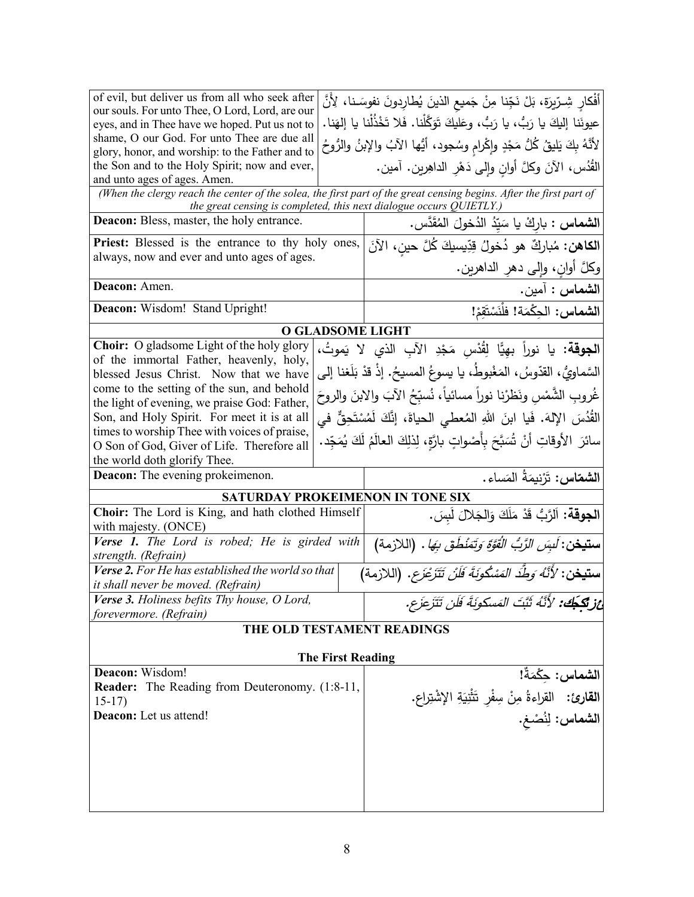| | |
|---|---|
| of evil, but deliver us from all who seek after our souls. For unto Thee, O Lord, Lord, are our eyes, and in Thee have we hoped. Put us not to shame, O our God. For unto Thee are due all glory, honor, and worship: to the Father and to the Son and to the Holy Spirit; now and ever, and unto ages of ages. Amen. | أفْكارٍ شِـرّيرَة، بَلْ نَجِّنا مِنْ جَميعِ الذينَ يُطارِدونَ نفوسَـنا، لِأَنَّ عيونَنا إليكَ يا رَبُّ، يا رَبُّ، وعَليكَ تَوَكَّلْنا. فَلا تَخْذُلْنا يا إلهَنا. لأنَّهُ بِكَ يَليقُ كُلُّ مَجْدٍ وإكْرامٍ وسُجود، أيُّها الآبُ والإبنُ والرُّوحُ القُدُس، الآنَ وكلَّ أوانٍ وإلى دَهْرِ الداهِرين. آمين. |

*(When the clergy reach the center of the solea, the first part of the great censing begins. After the first part of the great censing is completed, this next dialogue occurs QUIETLY.)*

| | |
|---|---|
| **Deacon:** Bless, master, the holy entrance. | **الشماس :** بارِكْ يا سَيِّدُ الدُخولَ المُقَدَّس. |
| **Priest:** Blessed is the entrance to thy holy ones, always, now and ever and unto ages of ages. | **الكاهن:** مُباركٌ هو دُخولُ قِدّيسيكَ كُلَّ حينٍ، الآنَ وكلَّ أوانٍ، وإلى دهرِ الداهرين. |
| **Deacon:** Amen. | **الشماس :** آمين. |
| **Deacon:** Wisdom! Stand Upright! | **الشماس:** الحِكْمَة! فلْنَسْتَقِمْ! |

**O GLADSOME LIGHT**

| | |
|---|---|
| **Choir:** O gladsome Light of the holy glory of the immortal Father, heavenly, holy, blessed Jesus Christ. Now that we have come to the setting of the sun, and behold the light of evening, we praise God: Father, Son, and Holy Spirit. For meet it is at all times to worship Thee with voices of praise, O Son of God, Giver of Life. Therefore all the world doth glorify Thee. | **الجوقة:** يا نوراً بهيًّا لِقُدْسِ مَجْدِ الآبِ الذي لا يَموتُ، السَّماويُّ، القدّوسُ، المَغْبوطُ، يا يسوعُ المسيحُ. إذْ قدْ بَلَغنا إلى غُروبِ الشَّمْسِ ونَظَرْنا نوراً مسائياً، نُسبِّحُ الآبَ والابنَ والروحَ القُدُسَ الإلهَ. فَيا ابنَ اللهِ المُعطي الحياة، إنَّكَ لَمُسْتَحِقٌّ في سائرَ الأوقاتِ أنْ تُسَبَّحَ بِأَصْواتٍ بارَّةٍ، لِذلِكَ العالَمُ لَكَ يُمَجِّد. |
| **Deacon:** The evening prokeimenon. | **الشمّاس:** تَرْنيمَةُ المَساء. |

**SATURDAY PROKEIMENON IN TONE SIX**

| | |
|---|---|
| **Choir:** The Lord is King, and hath clothed Himself with majesty. (ONCE) | **الجوقة:** اَلرَّبُّ قَدْ مَلَكَ وَالجَلالَ لَبِسَ. |
| ***Verse 1.*** *The Lord is robed; He is girded with strength. (Refrain)* | **ستيخن:** *لَبِسَ الرَّبُّ القُوَّةَ وَتَمَنْطَقَ بِهَا.* (اللازمة) |
| ***Verse 2.*** *For He has established the world so that it shall never be moved. (Refrain)* | **ستيخن:** *لأَنَّهُ وَطَّدَ المَسْكونَةَ فَلَنْ تَتَزَعْزَع.* (اللازمة) |
| ***Verse 3.*** *Holiness befits Thy house, O Lord, forevermore. (Refrain)* | ***ستيخن:*** *لأَنَّهُ ثَبَّتَ المَسكونَةَ فَلَن تَتَزعزَع.* |

**THE OLD TESTAMENT READINGS**

**The First Reading**

| | |
|---|---|
| **Deacon:** Wisdom!<br>**Reader:** The Reading from Deuteronomy. (1:8-11, 15-17)<br>**Deacon:** Let us attend! | **الشماس:** حِكْمَةٌ!<br>**القارئ:** القراءةُ مِنْ سِفْرِ تَثْنِيَةِ الإشْتِراع.<br>**الشماس:** لِنُصْغِ. |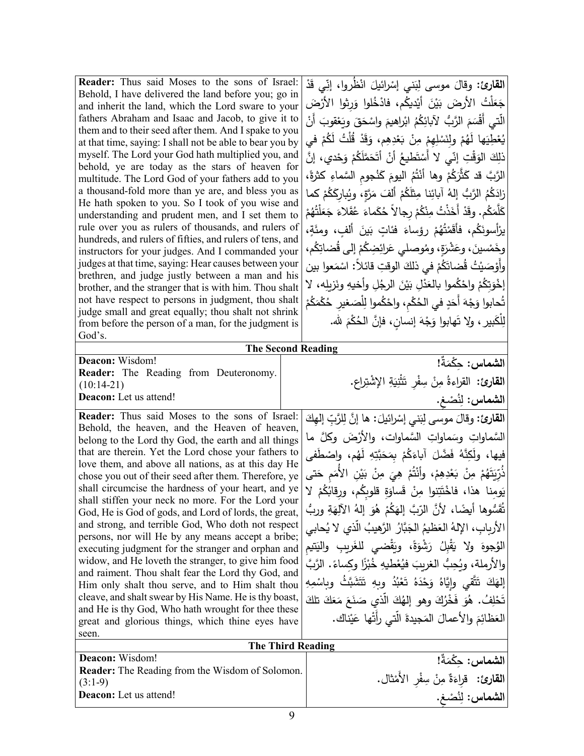| | |
|---|---|
| **Reader:** Thus said Moses to the sons of Israel: Behold, I have delivered the land before you; go in and inherit the land, which the Lord sware to your fathers Abraham and Isaac and Jacob, to give it to them and to their seed after them. And I spake to you at that time, saying: I shall not be able to bear you by myself. The Lord your God hath multiplied you, and behold, ye are today as the stars of heaven for multitude. The Lord God of your fathers add to you a thousand-fold more than ye are, and bless you as He hath spoken to you. So I took of you wise and understanding and prudent men, and I set them to rule over you as rulers of thousands, and rulers of hundreds, and rulers of fifties, and rulers of tens, and instructors for your judges. And I commanded your judges at that time, saying: Hear causes between your brethren, and judge justly between a man and his brother, and the stranger that is with him. Thou shalt not have respect to persons in judgment, thou shalt judge small and great equally; thou shalt not shrink from before the person of a man, for the judgment is God's. | **القارئ:** وقالَ موسى لِبَني إسْرائيلَ انْظُروا، إنّي قَدْ جَعَلْتُ الأرضَ بَيْنَ أيْديكُم، فادْخُلوا وَرِثوا الأرْضَ الّتي أَقْسَمَ الرَّبُّ لآبائِكُمْ ابْراهيمَ واسْحَقَ ويَعْقوبَ أَنْ يُعْطِيَها لَهُمْ ولِنَسْلِهِمْ مِنْ بَعْدِهِم، وَقَدْ قُلْتُ لَكُمْ في ذلِكَ الوَقْتِ إنّي لا أَسْتَطيعُ أنْ أَتَحَمَّلَكُمْ وَحْدي، إنَّ الرَّبَّ قد كَثَّرَكُمْ وها أَنْتُمُ اليومَ كَنُجومِ السَّماءِ كثرةً، زادَكُمُ الرَّبُّ إلهُ آبائِنا مِثْلَكُمْ أَلفَ مَرَّةٍ، ويُبارِكَكُمْ كما كَلَّمَكُم. وقَدْ أَخَذْتُ مِنْكُمْ رِجالاً حُكَماءَ عُقَلاءَ جَعَلْتُهُمْ يرْأسونَكُم، فأَقَمْتُهُمْ رؤساءَ فئاتٍ بَينَ ألفٍ، ومئَةٍ، وخَمْسينَ، وعَشَرَةٍ، ومُوصلي عَرائِضِكُمْ إلى قُضاتِكُم، وأَوْصَيْتُ قُضاتَكُمْ في ذلكَ الوقتِ قائلاً: اسْمَعوا بين إخْوَتِكُمْ واحْكُموا بالعَدْلِ بَيْنَ الرجُلِ وأخيهِ ونَزيلِه، لا تُحابوا وَجْهَ أَحَدٍ في الحُكْمِ، واحْكُموا لِلْصَغيرِ حُكْمَكُمْ لِلْكَبيرِ، ولا تَهابوا وَجْهَ إنسانٍ، فإنَّ الحُكْمَ لله. |

**The Second Reading**

| | |
|---|---|
| **Deacon:** Wisdom! | **الشماس:** حِكْمَةٌ! |
| **Reader:** The Reading from Deuteronomy. (10:14-21) | **القارئ:** القراءةُ مِنْ سِفْرِ تَثْنِيَةِ الإشْتِراع. |
| **Deacon:** Let us attend! | **الشماس:** لِنُصْغِ. |
| **Reader:** Thus said Moses to the sons of Israel: Behold, the heaven, and the Heaven of heaven, belong to the Lord thy God, the earth and all things that are therein. Yet the Lord chose your fathers to love them, and above all nations, as at this day He chose you out of their seed after them. Therefore, ye shall circumcise the hardness of your heart, and ye shall stiffen your neck no more. For the Lord your God, He is God of gods, and Lord of lords, the great, and strong, and terrible God, Who doth not respect persons, nor will He by any means accept a bribe; executing judgment for the stranger and orphan and widow, and He loveth the stranger, to give him food and raiment. Thou shalt fear the Lord thy God, and Him only shalt thou serve, and to Him shalt thou cleave, and shalt swear by His Name. He is thy boast, and He is thy God, Who hath wrought for thee these great and glorious things, which thine eyes have seen. | **القارئ:** وقالَ موسى لِبَني إسْرائيلَ: ها إنَّ لِلرَّبِّ إلهِكَ السَّماواتِ وسَماواتِ السَّماوات، والأرْضَ وكلَّ ما فيها، ولَكِنَّهُ فَضَّلَ آباءَكُمْ بِمَحَبَّتِهِ لَهُم، واصْطَفى ذُرِّيَتَهُمْ مِنْ بَعْدِهِمْ، وأَنْتُمْ هِيَ مِنْ بَيْنِ الأُمَمِ حَتى يَومِنا هذا، فاخْتَتِنوا مِنْ قَساوَةِ قلوبِكُم، ورِقابُكُمْ لا تُقَسُّوها أيضًا، لأنَّ الرّبَّ إلَهَكُمْ هُوَ إلهُ الآلِهَةِ وربُّ الأربابِ، الإلهُ العَظيمُ الجَبَّارُ الرَّهيبُ الّذي لا يُحابي الوُجوهَ ولا يَقْبَلُ رَشْوَةً، ويَقْضي للغَريبِ واليَتيمِ والأرملة، ويُحِبُّ الغريبَ فيُعْطيهِ خُبْزًا وكِساءً. الرَّبَّ إلَهَكَ تَتَّقي وإيَّاهُ وَحْدَهُ تَعْبُدُ وبِهِ تَتَشَبَّثُ وباسْمِهِ تَحْلِفُ. هُوَ فَخْرُكَ وهو إلهُكَ الّذي صَنَعَ مَعَكَ تلكَ العَظائمَ والأعمالَ المَجيدةَ الّتي رأَتْها عَيْناك. |

**The Third Reading**

| | |
|---|---|
| **Deacon:** Wisdom! | **الشماس:** حِكْمَةٌ! |
| **Reader:** The Reading from the Wisdom of Solomon. (3:1-9) | **القارئ:** قراءَةٌ مِنْ سِفْرِ الأَمْثال. |
| **Deacon:** Let us attend! | **الشماس:** لِنُصْغِ. |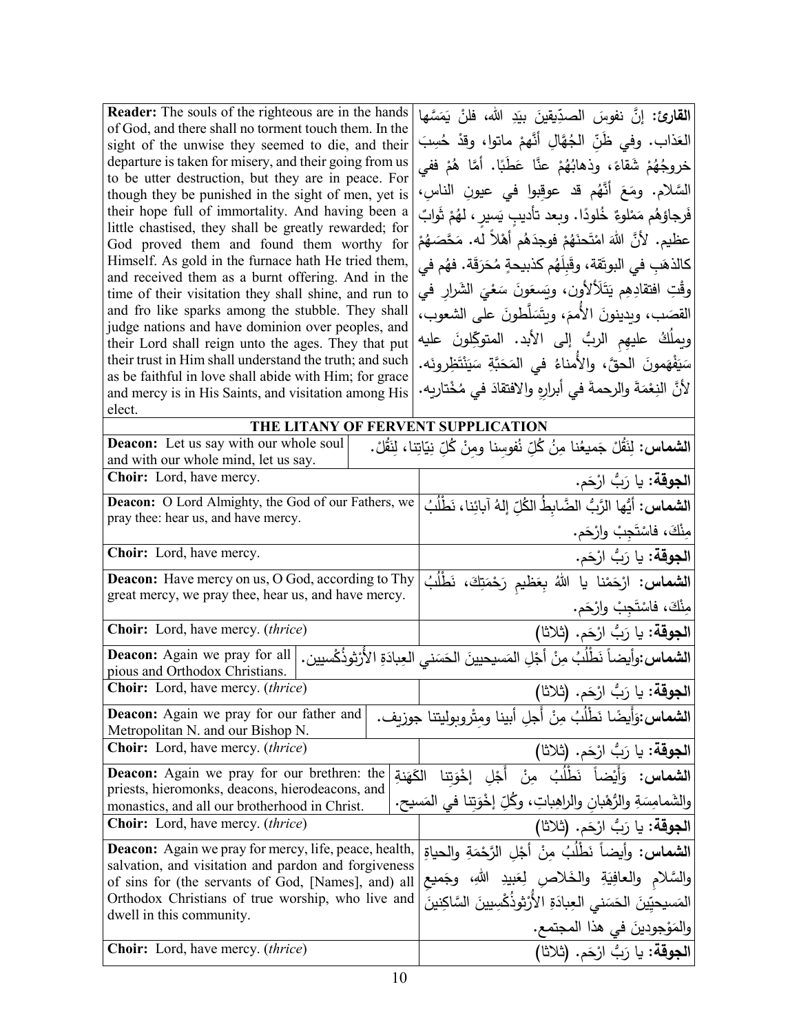| | |
|---|---|
| **Reader:** The souls of the righteous are in the hands of God, and there shall no torment touch them. In the sight of the unwise they seemed to die, and their departure is taken for misery, and their going from us to be utter destruction, but they are in peace. For though they be punished in the sight of men, yet is their hope full of immortality. And having been a little chastised, they shall be greatly rewarded; for God proved them and found them worthy for Himself. As gold in the furnace hath He tried them, and received them as a burnt offering. And in the time of their visitation they shall shine, and run to and fro like sparks among the stubble. They shall judge nations and have dominion over peoples, and their Lord shall reign unto the ages. They that put their trust in Him shall understand the truth; and such as be faithful in love shall abide with Him; for grace and mercy is in His Saints, and visitation among His elect. | **القارئ:** إنَّ نفوسَ الصدِّيقينَ بيَدِ الله، فلنْ يَمَسَّها العَذاب. وفي ظَنِّ الجُهَّالِ أنَّهمْ ماتوا، وقدْ حُسِبَ خروجُهُمْ شَقاءً، وذهابُهُمْ عنَّا عَطَبًا. أمَّا هُمْ ففي السَّلام. ومَعَ أنَّهُم قد عوقِبوا في عيونِ الناسِ، فَرجاؤهُم مَمْلوءٌ خُلودًا. وبعد تأديبٍ يَسيرٍ، لهُمْ ثَوابٌ عظيم. لأنَّ اللهَ امْتَحَنَهُمْ فوجدَهُم أهْلاً له. مَحَّصَهُمْ كالذهَبِ في البوتَقة، وقَبِلَهُم كذبيحةٍ مُحرَقَة. فهُم في وقْتِ افتقادِهِم يَتَلألأون، ويَسعَونَ سَعْيَ الشَرارِ في القصَب، ويدينونَ الأُممَ، ويتَسَلَّطونَ على الشعوب، ويملُكُ عليهِمِ الربُّ إلى الأبد. المتوكِّلونَ عليه سَيَفْهَمونَ الحقَّ، والأُمناءُ في المَحَبَّةِ سَيَنْتَظِرونَه. لأنَّ النِعْمَةَ والرحمةَ في أبرارِهِ والافتقادَ في مُخْتاريه. |

**THE LITANY OF FERVENT SUPPLICATION**

| | |
|---|---|
| **Deacon:** Let us say with our whole soul and with our whole mind, let us say. | **الشماس:** لِنَقُلْ جَميعُنا مِنْ كُلِّ نُفوسِنا ومِنْ كُلِّ نِيّاتِنا، لِنَقُلْ. |
| **Choir:** Lord, have mercy. | **الجوقة:** يا رَبُّ ارْحَم. |
| **Deacon:** O Lord Almighty, the God of our Fathers, we pray thee: hear us, and have mercy. | **الشماس:** أيُّها الرَّبُّ الضَّابِطُ الكُلِّ إلهُ آبائِنا، نَطْلُبُ مِنْكَ، فاسْتَجِبْ وارْحَم. |
| **Choir:** Lord, have mercy. | **الجوقة:** يا رَبُّ ارْحَم. |
| **Deacon:** Have mercy on us, O God, according to Thy great mercy, we pray thee, hear us, and have mercy. | **الشماس:** ارْحَمْنا يا اللهُ بِعَظيمِ رَحْمَتِكَ، نَطْلُبُ مِنْكَ، فاسْتَجِبْ وارْحَم. |
| **Choir:** Lord, have mercy. (*thrice*) | **الجوقة:** يا رَبُّ ارْحَم. (ثلاثا) |
| **Deacon:** Again we pray for all pious and Orthodox Christians. | **الشماس:** وأيضاً نَطْلُبُ مِنْ أجْلِ المَسيحيينَ الحَسَني العِبادَةِ الأَرْثوذُكْسيين. |
| **Choir:** Lord, have mercy. (*thrice*) | **الجوقة:** يا رَبُّ ارْحَم. (ثلاثا) |
| **Deacon:** Again we pray for our father and Metropolitan N. and our Bishop N. | **الشماس:** وَأَيضًا نَطْلُبُ مِنْ أَجلِ أبينا ومِتْروبوليتنا جوزيف. |
| **Choir:** Lord, have mercy. (*thrice*) | **الجوقة:** يا رَبُّ ارْحَم. (ثلاثا) |
| **Deacon:** Again we pray for our brethren: the priests, hieromonks, deacons, hierodeacons, and monastics, and all our brotherhood in Christ. | **الشماس:** وَأَيْضاً نَطْلُبُ مِنْ أَجْلِ إخْوَتِنا الكَهَنَةِ والشَمامِسَةِ والرُّهْبانِ والراهِباتِ، وكُلِّ إخْوَتِنا في المَسيح. |
| **Choir:** Lord, have mercy. (*thrice*) | **الجوقة:** يا رَبُّ ارْحَم. (ثلاثا) |
| **Deacon:** Again we pray for mercy, life, peace, health, salvation, and visitation and pardon and forgiveness of sins for (the servants of God, [Names], and) all Orthodox Christians of true worship, who live and dwell in this community. | **الشماس:** وأيضاً نَطْلُبُ مِنْ أَجْلِ الرَّحْمَةِ والحياةِ والسَّلامِ والعافِيَةِ والخَلاصِ لِعَبيدِ اللهِ، وجَميعِ المَسيحيّينَ الحَسَني العِبادَةِ الأُرْثوذُكْسِيينَ السَّاكِنينَ والمَوْجودينَ في هذا المجتمع. |
| **Choir:** Lord, have mercy. (*thrice*) | **الجوقة:** يا رَبُّ ارْحَم. (ثلاثا) |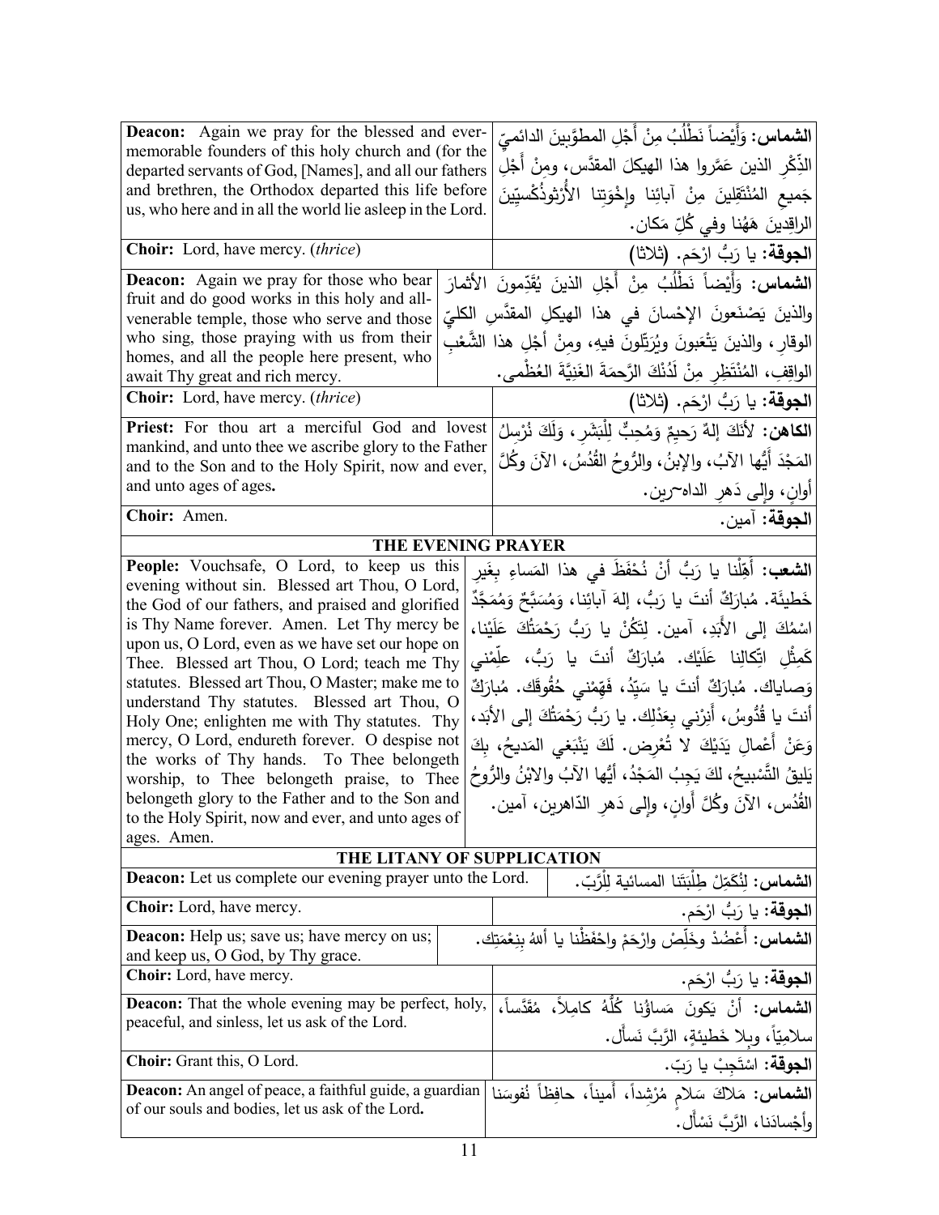| English | Arabic |
|---|---|
| **Deacon:** Again we pray for the blessed and ever-memorable founders of this holy church and (for the departed servants of God, [Names], and all our fathers and brethren, the Orthodox departed this life before us, who here and in all the world lie asleep in the Lord. | **الشماس:** وَأَيْضاً نَطْلُبُ مِنْ أَجْلِ المطوَّبينَ الدائميِّ الذِّكْرِ الذين عَمَّروا هذا الهيكلَ المقدَّس، ومِنْ أَجْلِ جَميعِ المُنْتَقِلينَ مِنْ آبائِنا وإِخْوَتِنا الأُرْثوذُكْسيّينَ الراقِدينَ هَهُنا وفي كُلِّ مَكان. |
| **Choir:** Lord, have mercy. (*thrice*) | **الجوقة:** يا رَبُّ ارْحَم. (ثلاثا) |
| **Deacon:** Again we pray for those who bear fruit and do good works in this holy and all-venerable temple, those who serve and those who sing, those praying with us from their homes, and all the people here present, who await Thy great and rich mercy. | **الشماس:** وَأَيْضاً نَطْلُبُ مِنْ أَجْلِ الذينَ يُقَدِّمونَ الأَثمارَ والذينَ يَصْنَعونَ الإِحْسانَ في هذا الهيكلِ المقدَّسِ الكليِّ الوقار، والذينَ يَتْعَبونَ ويُرَتِّلونَ فيهِ، ومِنْ أَجْلِ هذا الشَّعْبِ الواقِفِ، المُنْتَظِرِ مِنْ لَدُنْكَ الرَّحمَةَ الغَنِيَّةَ العُظْمى. |
| **Choir:** Lord, have mercy. (*thrice*) | **الجوقة:** يا رَبُّ ارْحَم. (ثلاثا) |
| **Priest:** For thou art a merciful God and lovest mankind, and unto thee we ascribe glory to the Father and to the Son and to the Holy Spirit, now and ever, and unto ages of ages. | **الكاهن:** لأَنَّكَ إِلهٌ رَحيمٌ وَمُحِبٌّ لِلْبَشَرِ، وَلَكَ نُرْسِلُ المَجْدَ أَيُّها الآبُ، والإبنُ، والرُّوحُ القُدُسُ، الآنَ وكُلَّ أوانٍ، وإِلى دَهرِ الداهرين. |
| **Choir:** Amen. | **الجوقة:** آمين. |

## THE EVENING PRAYER

| English | Arabic |
|---|---|
| **People:** Vouchsafe, O Lord, to keep us this evening without sin. Blessed art Thou, O Lord, the God of our fathers, and praised and glorified is Thy Name forever. Amen. Let Thy mercy be upon us, O Lord, even as we have set our hope on Thee. Blessed art Thou, O Lord; teach me Thy statutes. Blessed art Thou, O Master; make me to understand Thy statutes. Blessed art Thou, O Holy One; enlighten me with Thy statutes. Thy mercy, O Lord, endureth forever. O despise not the works of Thy hands. To Thee belongeth worship, to Thee belongeth praise, to Thee belongeth glory to the Father and to the Son and to the Holy Spirit, now and ever, and unto ages of ages. Amen. | **الشعب:** أَهِّلْنا يا رَبُّ أَنْ نُحْفَظَ في هذا المَساءِ بِغَيرِ خَطيئَة. مُبارَكٌ أنتَ يا رَبُّ، إلهَ آبائِنا، وَمُسَبَّحٌ وَمُمَجَّدٌ اسْمُكَ إلى الأَبَدِ، آمين. لِتَكُنْ يا رَبُّ رَحْمَتُكَ عَلَيْنا، كَمِثْلِ اتِّكالِنا عَلَيْك. مُبارَكٌ أنتَ يا رَبُّ، عَلِّمْني وَصاياك. مُبارَكٌ أنتَ يا سَيِّدُ، فَهِّمْني حُقُوقَك. مُبارَكٌ أنتَ يا قُدُّوسُ، أَنِرْني بِعَدْلِك. يا رَبُّ رَحْمَتُكَ إلى الأَبَد، وَعَنْ أَعْمالِ يَدَيْكَ لا تُعْرِض. لَكَ يَنْبَغي المَديحُ، بِكَ يَليقُ التَّسْبيحُ، لكَ يَجِبُ المَجْدُ، أَيُّها الآبُ والابْنُ والرُّوحُ القُدُس، الآنَ وكُلَّ أَوانٍ، وإِلى دَهرِ الدّاهرين، آمين. |

## THE LITANY OF SUPPLICATION

| English | Arabic |
|---|---|
| **Deacon:** Let us complete our evening prayer unto the Lord. | **الشماس:** لِنُكَمِّلْ طِلْبَتَنا المسائية لِلْرَّبّ. |
| **Choir:** Lord, have mercy. | **الجوقة:** يا رَبُّ ارْحَم. |
| **Deacon:** Help us; save us; have mercy on us; and keep us, O God, by Thy grace. | **الشماس:** أَعْضُدْ وخَلِّصْ وارْحَمْ واحْفَظْنا يا أللهُ بِنِعْمَتِك. |
| **Choir:** Lord, have mercy. | **الجوقة:** يا رَبُّ ارْحَم. |
| **Deacon:** That the whole evening may be perfect, holy, peaceful, and sinless, let us ask of the Lord. | **الشماس:** أَنْ يَكونَ مَساؤُنا كُلُّهُ كامِلاً، مُقَدَّساً، سلامِيّاً، وبِلا خَطيئةٍ، الرَّبَّ نَسأل. |
| **Choir:** Grant this, O Lord. | **الجوقة:** اسْتَجِبْ يا رَبّ. |
| **Deacon:** An angel of peace, a faithful guide, a guardian of our souls and bodies, let us ask of the Lord. | **الشماس:** مَلاكَ سَلامٍ مُرْشِداً، أَميناً، حافِظاً نُفوسَنا وأَجْسادَنا، الرَّبَّ نَسْأل. |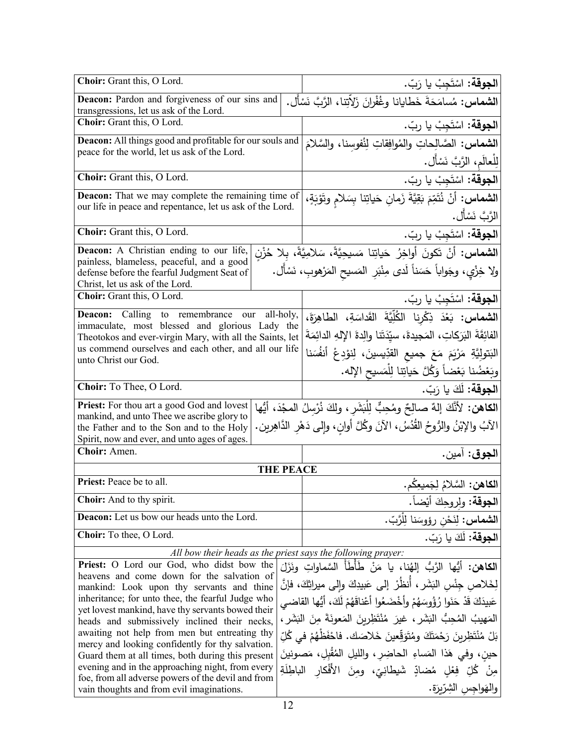| English | Arabic |
|---|---|
| **Choir:** Grant this, O Lord. | **الجوقة:** اسْتَجِبْ يا رَبّ. |
| **Deacon:** Pardon and forgiveness of our sins and transgressions, let us ask of the Lord. | **الشماس:** مُسامَحَةَ خَطايانا وغُفْرانَ زَلاّتِنا، الرَّبَّ نَسْأَل. |
| **Choir:** Grant this, O Lord. | **الجوقة:** اسْتَجِبْ يا ربّ. |
| **Deacon:** All things good and profitable for our souls and peace for the world, let us ask of the Lord. | **الشماس:** الصَّالِحاتِ والمُوافِقاتِ لِنُفوسِنا، والسَّلامَ لِلْعالَمِ، الرَّبَّ نَسْأَل. |
| **Choir:** Grant this, O Lord. | **الجوقة:** اسْتَجِبْ يا ربّ. |
| **Deacon:** That we may complete the remaining time of our life in peace and repentance, let us ask of the Lord. | **الشماس:** أنْ نُتَمِّمَ بَقِيَّةَ زَمانِ حَياتِنا بِسَلامٍ وتَوْبَةٍ، الرَّبَّ نَسْأَل. |
| **Choir:** Grant this, O Lord. | **الجوقة:** اسْتَجِبْ يا ربّ. |
| **Deacon:** A Christian ending to our life, painless, blameless, peaceful, and a good defense before the fearful Judgment Seat of Christ, let us ask of the Lord. | **الشماس:** أنْ تَكونَ أواخِرُ حَياتِنا مَسيحِيَّةً، سَلامِيَّةً، بِلا حُزْنٍ ولا خِزْيٍ، وجَواباً حَسَناً لَدى مِنْبَرِ المَسيحِ المَرْهوبِ، نَسْأَل. |
| **Choir:** Grant this, O Lord. | **الجوقة:** اسْتَجِبْ يا ربّ. |
| **Deacon:** Calling to remembrance our all-holy, immaculate, most blessed and glorious Lady the Theotokos and ever-virgin Mary, with all the Saints, let us commend ourselves and each other, and all our life unto Christ our God. | **الشماس:** بَعْدَ ذِكْرِنا الكُلِّيَّةَ القَداسَةِ، الطاهِرَةَ، الفائِقَةَ البَرَكاتِ، المَجيدةَ، سيِّدَتَنا والِدةَ الإلهِ الدائِمَةَ البَتولِيَّةِ مَرْيَمَ مَعَ جميعِ القدِّيسينَ، لِنودِعْ أنفُسَنا وبَعْضُنا بَعْضاً وَكُلَّ حَياتِنا لِلْمَسيحِ الإله. |
| **Choir:** To Thee, O Lord. | **الجوقة:** لَكَ يا رَبّ. |
| **Priest:** For thou art a good God and lovest mankind, and unto Thee we ascribe glory to the Father and to the Son and to the Holy Spirit, now and ever, and unto ages of ages. | **الكاهن:** لأنَّكَ إلهٌ صالِحٌ ومُحِبٌّ لِلْبَشَرِ، ولكَ نُرْسِلُ المجْدَ، أيُّها الآبُ والإبْنُ والرُّوحُ القُدُسُ، الآنَ وكُلَّ أوانٍ، وإلى دَهْرِ الدَّاهِرين. |
| **Choir:** Amen. | **الجوق:** آمين. |

**THE PEACE**

| English | Arabic |
|---|---|
| **Priest:** Peace be to all. | **الكاهن:** السَّلامُ لِجَميعِكُم. |
| **Choir:** And to thy spirit. | **الجوقة:** ولِروحِكَ أيْضاً. |
| **Deacon:** Let us bow our heads unto the Lord. | **الشماس:** لِنَحْنِ رؤوسَنا لِلْرَّبّ. |
| **Choir:** To thee, O Lord. | **الجوقة:** لَكَ يا رَبّ. |

*All bow their heads as the priest says the following prayer:*

| English | Arabic |
|---|---|
| **Priest:** O Lord our God, who didst bow the heavens and come down for the salvation of mankind: Look upon thy servants and thine inheritance; for unto thee, the fearful Judge who yet lovest mankind, have thy servants bowed their heads and submissively inclined their necks, awaiting not help from men but entreating thy mercy and looking confidently for thy salvation. Guard them at all times, both during this present evening and in the approaching night, from every foe, from all adverse powers of the devil and from vain thoughts and from evil imaginations. | **الكاهن:** أيُّها الرَّبُّ إلهُنا، يا مَنْ طَأْطَأَ السَّماواتِ ونَزَلَ لِخَلاصِ جِنْسِ البَشَرِ، أُنظُرْ إلى عَبيدِكَ وإلى ميراثِكَ، فإنَّ عَبيدَكَ قَدْ حَنَوا رُؤوسَهُمْ وأَخْضَعُوا أعْناقَهُمْ لَكَ، أيُّها القاضي المَهيبُ المُحِبُّ البَشَرِ، غيرَ مُنْتَظِرينَ المَعونَةَ مِنَ البَشَرِ، بَلْ مُنْتَظِرينَ رَحْمَتَكَ ومُتَوَقِّعينَ خَلاصَك. فاحْفَظْهُمْ في كُلِّ حينٍ، وفي هَذا المَساءِ الحاضِرِ، والليلِ المُقْبِلِ، مَصونينَ مِنْ كُلِّ فِعْلٍ مُضادٍّ شَيطانِيّ، ومِنَ الأفْكارِ الباطِلَةِ والهَواجِسِ الشرّيرَة. |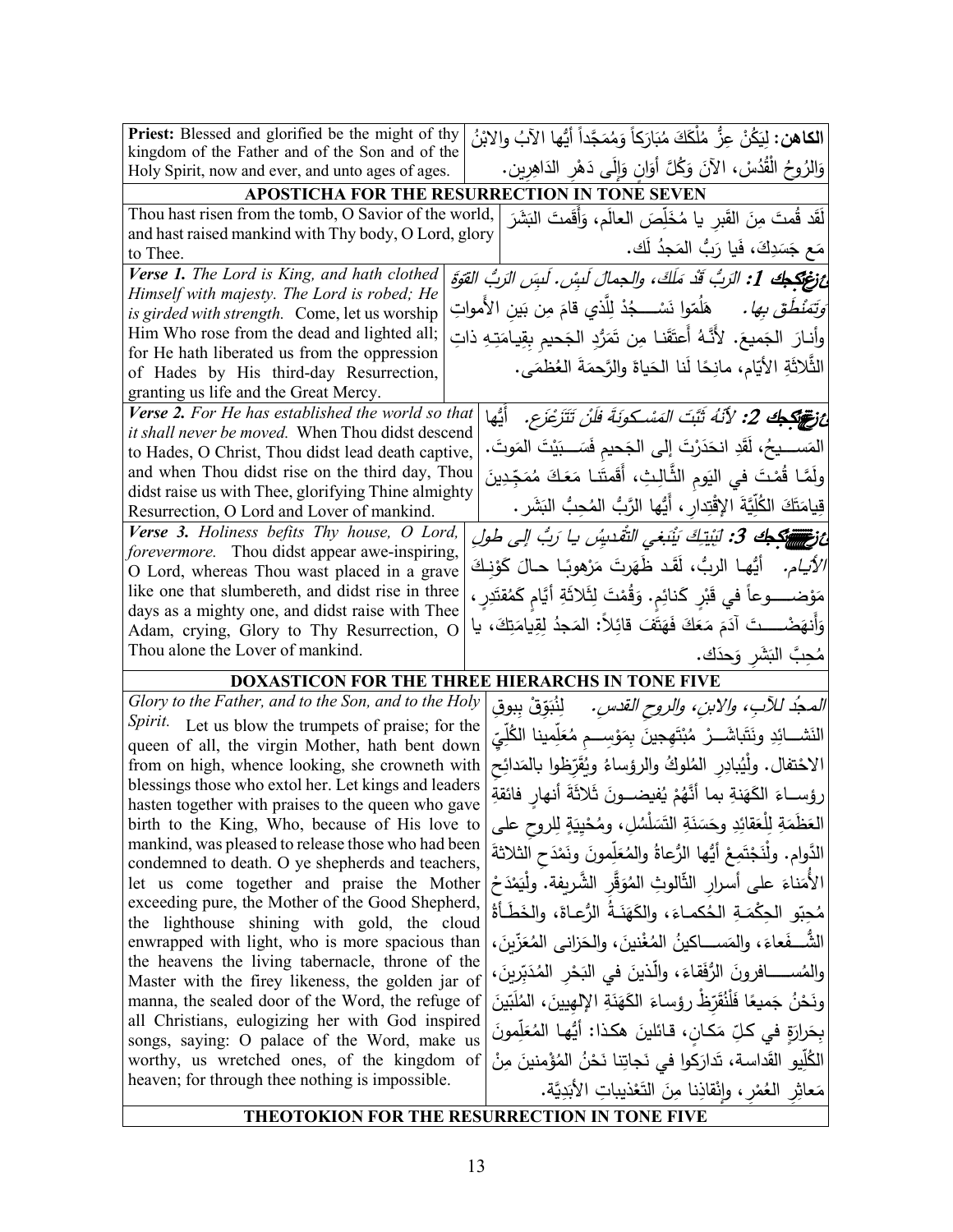| | |
|---|---|
| **Priest:** Blessed and glorified be the might of thy kingdom of the Father and of the Son and of the Holy Spirit, now and ever, and unto ages of ages. | **الكاهن:** لِيَكُنْ عِزُّ مُلْكِكَ مُبَارَكاً وَمُمَجَّداً أيُّها الآبُ والابْنُ وَالرُوحُ الْقُدُسْ، الآنَ وَكُلَّ أوَانٍ وَإِلَى دَهْرِ الدَاهِرِين. |

### APOSTICHA FOR THE RESURRECTION IN TONE SEVEN

| | |
|---|---|
| Thou hast risen from the tomb, O Savior of the world, and hast raised mankind with Thy body, O Lord, glory to Thee. | لَقَد قُمتَ مِنَ القَبرِ يا مُخَلِّصَ العالَم، وَأَقَمتَ البَشَرَ مَع جَسَدِكَ، فَيا رَبُّ المَجدُ لَك. |
| ***Verse 1.*** *The Lord is King, and hath clothed Himself with majesty. The Lord is robed; He is girded with strength.* Come, let us worship Him Who rose from the dead and lighted all; for He hath liberated us from the oppression of Hades by His third-day Resurrection, granting us life and the Great Mercy. | ***ع 1:*** *الرَّبُّ قَدْ مَلَكَ، والجمالَ لَبِسَ. لَبِسَ الرَّبُّ القوَّةَ وَتَمَنْطَقَ بها.* هَلُمّوا نَسْجُدْ لِلَّذي قامَ مِن بَينِ الأَمواتِ وأنارَ الجَميعَ. لأنَّهُ أَعتَقَنا مِن تَمَرُّدِ الجَحيمِ بِقِيامَتِهِ ذاتِ الثَّلاثَةِ الأيّام، مانِحًا لَنا الحَياةَ والرَّحمةَ العُظمَى. |
| ***Verse 2.*** *For He has established the world so that it shall never be moved.* When Thou didst descend to Hades, O Christ, Thou didst lead death captive, and when Thou didst rise on the third day, Thou didst raise us with Thee, glorifying Thine almighty Resurrection, O Lord and Lover of mankind. | ***ع 2:*** *لأنَهُ ثَبَّتَ المَسْكونَةَ فلَنْ تَتَزَعْزَع.* أيُّها المَسيحُ، لَقَدِ انحَدَرْتَ إلى الجَحيمِ فَسَبَيْتَ المَوتَ. ولَمَّا قُمْتَ في اليَومِ الثَّالِثِ، أَقَمتَنا مَعَكَ مُمَجِّدينَ قِيامَتَكَ الكُلِّيَّةَ الاِقْتِدارِ، أَيُّها الرَّبُّ المُحِبُّ البَشَر. |
| ***Verse 3.*** *Holiness befits Thy house, O Lord, forevermore.* Thou didst appear awe-inspiring, O Lord, whereas Thou wast placed in a grave like one that slumbereth, and didst rise in three days as a mighty one, and didst raise with Thee Adam, crying, Glory to Thy Resurrection, O Thou alone the Lover of mankind. | ***ع 3:*** *لِبَيْتِكَ يَنْبَغي التَّقْديسُ يا رَبُّ إلى طولِ الأيام.* أيُّها الربُّ، لَقَد ظَهَرتَ مَرْهوبًا حالَ كَوْنِكَ مَوْضوعاً في قَبْرٍ كَنائِمٍ. وَقُمْتَ لِثَلاثَةِ أَيَّامٍ كَمُقتَدِرٍ، وَأَنهَضْتَ آدَمَ مَعَكَ فَهَتَفَ قائِلاً: المَجدُ لِقِيامَتِكَ، يا مُحِبَّ البَشَرِ وَحدَك. |

### DOXASTICON FOR THE THREE HIERARCHS IN TONE FIVE

| | |
|---|---|
| *Glory to the Father, and to the Son, and to the Holy Spirit.* Let us blow the trumpets of praise; for the queen of all, the virgin Mother, hath bent down from on high, whence looking, she crowneth with blessings those who extol her. Let kings and leaders hasten together with praises to the queen who gave birth to the King, Who, because of His love to mankind, was pleased to release those who had been condemned to death. O ye shepherds and teachers, let us come together and praise the Mother exceeding pure, the Mother of the Good Shepherd, the lighthouse shining with gold, the cloud enwrapped with light, who is more spacious than the heavens the living tabernacle, throne of the Master with the firey likeness, the golden jar of manna, the sealed door of the Word, the refuge of all Christians, eulogizing her with God inspired songs, saying: O palace of the Word, make us worthy, us wretched ones, of the kingdom of heaven; for through thee nothing is impossible. | *المجدُ للآبِ، والابنِ، والروحِ القدسِ.* لِنُبَوِّقْ ببوقِ النَشائِدِ ونَتَباشَرْ مُبْتَهِجينَ بِمَوْسِمِ مُعَلِّمِينا الكُلِّيِّ الاحْتفال. ولْيُبادِرِ المُلوكُ والرؤساءُ ويُقَرِّظوا بالمَدائحِ رؤساءَ الكَهَنةِ بما أَنَّهُمْ يُفيضونَ ثَلاثَةَ أنهارٍ فائقةِ العَظَمَةِ لِلْعقائِدِ وحَسَنَةِ التَسَلْسُلِ، ومُحْيِيَةٍ لِلروحِ على الدَّوام. ولْنَجْتَمِعْ أيُّها الرُّعاةُ والمُعَلِّمونَ ونَمْدَحِ الثلاثةَ الأُمَناءَ على أسرارِ الثَّالوثِ المُوَقَّرِ الشَّريفة. ولْيَمْدَحْ مُحِبّو الحِكْمَةِ الحُكَماءَ، والكَهَنَةُ الرُّعاةَ، والخَطَأةُ الشُّفَعاءَ، والمَساكينُ المُغْنينَ، والحَزانى المُعَزِّينَ، والمُسافرونَ الرُّفَقاءَ، والّذينَ في البَحْرِ المُدَبِّرينَ، ونَحْنُ جَميعًا فَلْنُقَرِّظْ رؤساءَ الكَهَنَةِ الإلهيينَ، المُلَبِّينَ بِحَرارَةٍ في كلِّ مَكانٍ، قائلينَ هكذا: أيُّها المُعَلِّمونَ الكُلّيو القَداسة، تَدارَكوا في نَجاتِنا نَحْنُ المُؤْمِنينَ مِنْ مَعاثِرِ العُمْرِ، وإنْقاذِنا مِنَ التَعْذيباتِ الأَبَدِيَّة. |

### THEOTOKION FOR THE RESURRECTION IN TONE FIVE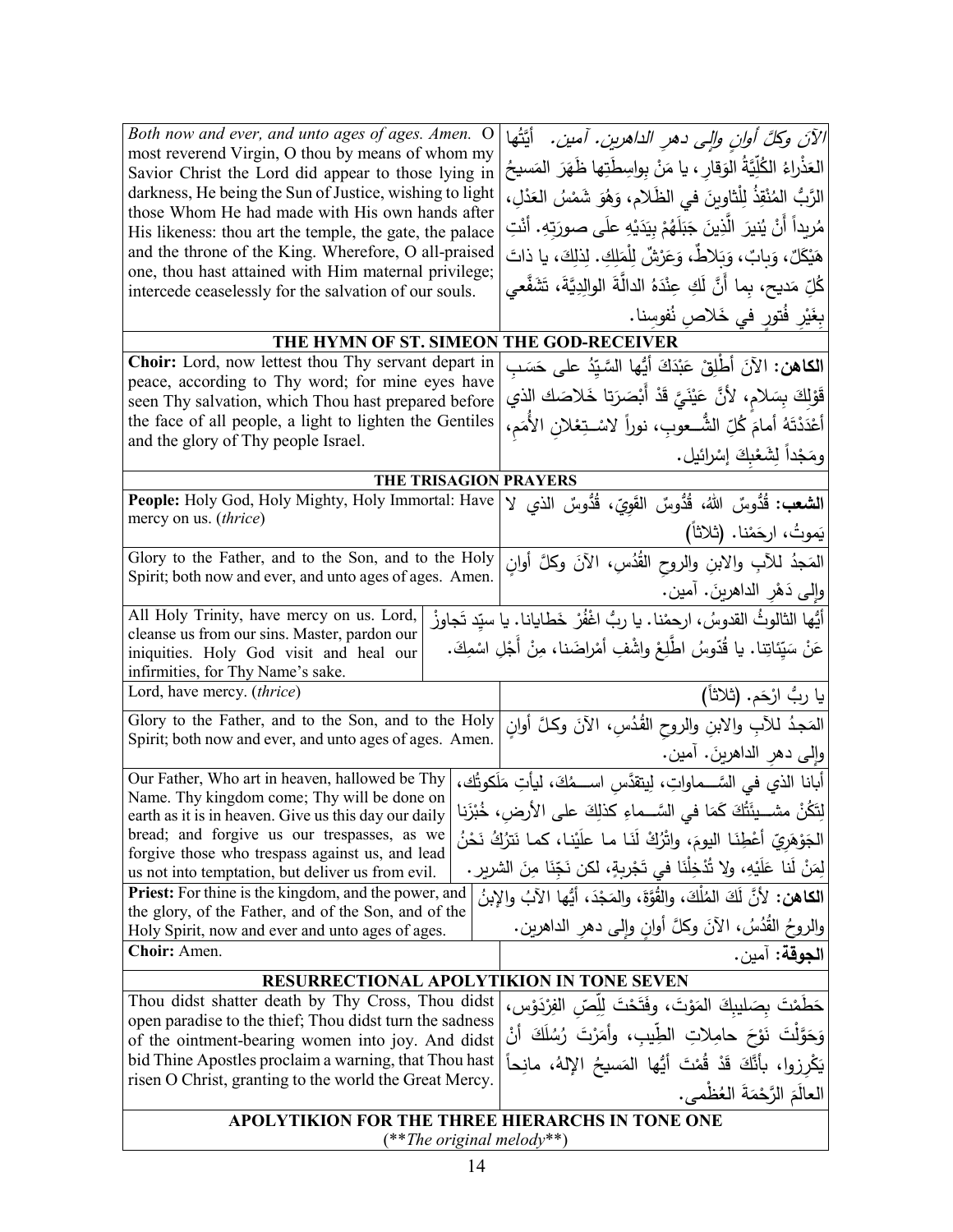| *Both now and ever, and unto ages of ages. Amen.* O most reverend Virgin, O thou by means of whom my Savior Christ the Lord did appear to those lying in darkness, He being the Sun of Justice, wishing to light those Whom He had made with His own hands after His likeness: thou art the temple, the gate, the palace and the throne of the King. Wherefore, O all-praised one, thou hast attained with Him maternal privilege; intercede ceaselessly for the salvation of our souls. | *الآنَ وكلَّ أوانٍ وإلى دهرِ الداهرين. آمين.* أيَّتُها العَذْراءُ الكُلِّيَّةُ الوَقارِ، يا مَنْ بواسِطَتِها ظَهَرَ المَسيحُ الرَّبُّ المُنْقِذُ لِلْثاوينَ في الظَلام، وَهُوَ شَمْسُ العَدْلِ، مُريداً أَنْ يُنيرَ الَّذِينَ جَبَلَهُمْ بِيَدَيْهِ علَى صورَتِهِ. أنْتِ هَيْكَلٌ، وَبابٌ، وَبَلاطٌ، وَعَرْشٌ لِلْمَلِكِ. لِذلِكَ، يا ذاتَ كُلِّ مَديحٍ، بِما أَنَّ لَكِ عِنْدَهُ الدالَّةَ الوالِدِيَّةَ، تَشَفَّعي بِغَيْرِ فُتورٍ في خَلاصِ نُفوسِنا. |
|---|---|

**THE HYMN OF ST. SIMEON THE GOD-RECEIVER**

| **Choir:** Lord, now lettest thou Thy servant depart in peace, according to Thy word; for mine eyes have seen Thy salvation, which Thou hast prepared before the face of all people, a light to lighten the Gentiles and the glory of Thy people Israel. | **الكاهن:** الآنَ أَطْلِقْ عَبْدَكَ أيُّها السَّيِّدُ على حَسَبِ قَوْلِكَ بِسَلامٍ، لأنَّ عَيْنَيَّ قَدْ أَبْصَرَتا خَلاصَك الذي أَعْدَدْتَهُ أمامَ كُلِّ الشُّـعوبِ، نوراً لاسْـتِعْلانِ الأُمَمِ، ومَجْداً لِشَعْبِكَ إسْرائيل. |
|---|---|

**THE TRISAGION PRAYERS**

| **People:** Holy God, Holy Mighty, Holy Immortal: Have mercy on us. (*thrice*) | **الشعب:** قُدُوسٌ اللهُ، قُدُوسٌ القَوِيّ، قُدُوسٌ الذي لا يَموتُ، ارحَمْنا. (ثلاثاً) |
|---|---|
| Glory to the Father, and to the Son, and to the Holy Spirit; both now and ever, and unto ages of ages. Amen. | المَجدُ للآبِ والابنِ والروحِ القُدُسِ، الآنَ وكلَّ أوانٍ وإلى دَهْرِ الداهرينَ. آمين. |
| All Holy Trinity, have mercy on us. Lord, cleanse us from our sins. Master, pardon our iniquities. Holy God visit and heal our infirmities, for Thy Name's sake. | أيُّها الثالوثُ القدوسُ، ارحمْنا. يا ربُّ اغْفُرْ خَطايانا. يا سيِّد تَجاوزْ عَنْ سَيِّئاتِنا. يا قُدّوسُ اطَّلِعْ واشْفِ أمْراضَنا، مِنْ أَجْلِ اسْمِكَ. |
| Lord, have mercy. (*thrice*) | يا ربُّ ارْحَم. (ثلاثاً) |
| Glory to the Father, and to the Son, and to the Holy Spirit; both now and ever, and unto ages of ages. Amen. | المَجدُ للآبِ والابنِ والروحِ القُدُسِ، الآنَ وكلَّ أوانٍ وإلى دهرِ الداهرينَ. آمين. |
| Our Father, Who art in heaven, hallowed be Thy Name. Thy kingdom come; Thy will be done on earth as it is in heaven. Give us this day our daily bread; and forgive us our trespasses, as we forgive those who trespass against us, and lead us not into temptation, but deliver us from evil. | أبانا الذي في السَّــماواتِ، لِيتقدَّس اســمُكَ، ليأتِ مَلَكوتُك، لِتَكُنْ مشــيئَتُكَ كَمَا في السَّــماءِ كذلِكَ على الأرضِ، خُبْزَنا الجَوْهَرِيّ أعْطِنَا اليومَ، واتْرُكْ لَنَا ما علَيْنا، كما نَترُكُ نَحْنُ لِمَنْ لَنا عَلَيْهِ، ولا تُدْخِلْنَا في تَجْرِبةٍ، لكن نَجِّنَا مِنَ الشرير. |
| **Priest:** For thine is the kingdom, and the power, and the glory, of the Father, and of the Son, and of the Holy Spirit, now and ever and unto ages of ages. | **الكاهن:** لأنَّ لَكَ المُلْكَ، والقُوَّةَ، والمَجْدَ، أيُّها الآبُ والإبنُ والروحُ القُدُسُ، الآنَ وكلَّ أوانٍ وإلى دهرِ الداهرين. |
| **Choir:** Amen. | **الجوقة:** آمين. |

**RESURRECTIONAL APOLYTIKION IN TONE SEVEN**

| Thou didst shatter death by Thy Cross, Thou didst open paradise to the thief; Thou didst turn the sadness of the ointment-bearing women into joy. And didst bid Thine Apostles proclaim a warning, that Thou hast risen O Christ, granting to the world the Great Mercy. | حَطَمْتَ بِصَليبِكَ المَوْتَ، وفَتَحْتَ لِلِّصِّ الفِرْدَوْس، وَحَوَّلْتَ نَوْحَ حامِلاتِ الطِّيبِ، وأَمَرْتَ رُسُلَكَ أنْ يَكْرِزوا، بأَنَّكَ قَدْ قُمْتَ أيُّها المَسيحُ الإلهُ، مانِحاً العالَمَ الرَّحْمَةَ العُظْمى. |
|---|---|

**APOLYTIKION FOR THE THREE HIERARCHS IN TONE ONE**

(***The original melody***)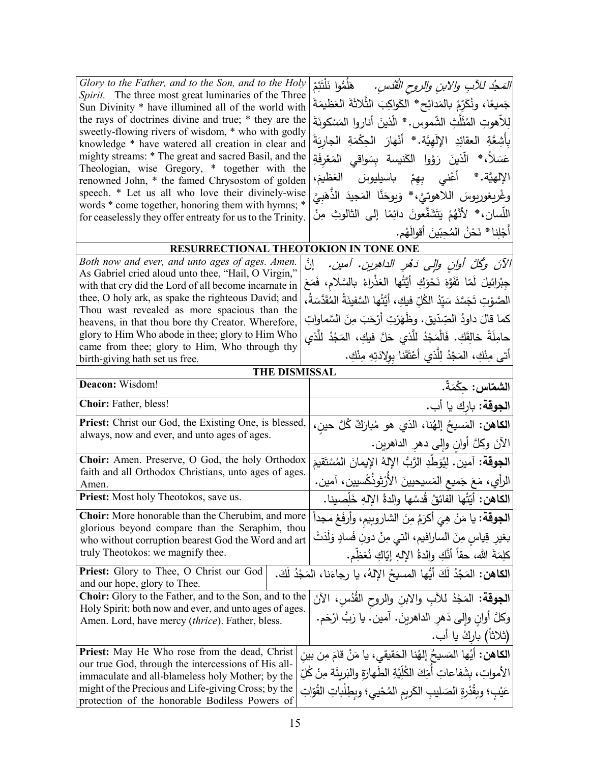| | |
|---|---|
| *Glory to the Father, and to the Son, and to the Holy Spirit.* The three most great luminaries of the Three Sun Divinity * have illumined all of the world with the rays of doctrines divine and true; * they are the sweetly-flowing rivers of wisdom, * who with godly knowledge * have watered all creation in clear and mighty streams: * The great and sacred Basil, and the Theologian, wise Gregory, * together with the renowned John, * the famed Chrysostom of golden speech. * Let us all who love their divinely-wise words * come together, honoring them with hymns; * for ceaselessly they offer entreaty for us to the Trinity. | *المَجدُ للآبِ والابنِ والروحِ القُدُس.* هَلُمُّوا نَلْتَئِمْ جَميعًا، ونُكَرِّمْ بالمَدائحِ* الكَواكِبَ الثَّلاثَةَ العَظيمَةَ لِلاّهوتِ المُثَلَّثِ الشُّموس.* الّذينَ أنارُوا المَسْكونَةَ بِأَشِعَّةِ العقائِدِ الإلَهِيَّة.* أنْهارَ الحِكْمَةِ الجارِيَةَ عَسَلاً،* الّذينَ رَوَّوا الكَنيسة بِسَواقي المَعْرِفَةِ الإلهيَّة.* أعْني بِهِمْ باسيليوسَ العَظيمَ، وغْريغوريوسَ اللاهوتيَّ،* وَيوحَنَّا المَجيدَ الذَّهَبِيَّ اللّسان،* لأنَّهُمْ يَتَشَفَّعونَ دائمًا إلى الثالوثِ مِنْ أجْلِنا* نَحْنُ المُحِبّينَ أقوالَهُم. |

**RESURRECTIONAL THEOTOKION IN TONE ONE**

| | |
|---|---|
| *Both now and ever, and unto ages of ages. Amen.* As Gabriel cried aloud unto thee, "Hail, O Virgin," with that cry did the Lord of all become incarnate in thee, O holy ark, as spake the righteous David; and Thou wast revealed as more spacious than the heavens, in that thou bore thy Creator. Wherefore, glory to Him Who abode in thee; glory to Him Who came from thee; glory to Him, Who through thy birth-giving hath set us free. | *الآنَ وكُلَّ أوانٍ وإلى دَهْرِ الداهرين. آمين.* إنَّ جِبْرائيلَ لَمّا تَفَوَّهَ نَحْوَكِ أيَّتُها العَذْراءُ بالسَّلامِ، فَمَعَ الصَّوْتِ تَجَسَّدَ سَيِّدُ الكُلِّ فيكِ، أيَّتُها السَّفينَةُ المُقَدَّسَةُ، كما قالَ داودُ الصِّدّيق. وظَهَرْتِ أرْحَبَ مِنَ السَّماواتِ حامِلَةً خالِقَكِ. فَالْمَجْدُ لِلّذي حَلَّ فيكِ، المَجْدُ لِلّذي أتى مِنْكِ، المَجْدُ لِلّذي أعْتَقَنا بِوِلادَتِهِ مِنْكِ. |

**THE DISMISSAL**

| | |
|---|---|
| **Deacon:** Wisdom! | **الشمّاس:** حِكْمَةٌ. |
| **Choir:** Father, bless! | **الجوقة:** بارِك يا أب. |
| **Priest:** Christ our God, the Existing One, is blessed, always, now and ever, and unto ages of ages. | **الكاهن:** المَسيحُ إلهُنا، الذي هو مُبارَكٌ كُلَّ حينٍ، الآنَ وكلَّ أوانٍ وإلى دهرِ الداهرين. |
| **Choir:** Amen. Preserve, O God, the holy Orthodox faith and all Orthodox Christians, unto ages of ages. Amen. | **الجوقة:** آمين. لِيُوَطِّدِ الرَّبُّ الإلهُ الإيمانَ المُسْتَقيمَ الرأيِ، مَعَ جَميعِ المَسيحيينَ الأُرْثوذُكْسِيين، آمين. |
| **Priest:** Most holy Theotokos, save us. | **الكاهن:** أيَّتُها الفائقُ قُدسُها والدةُ الإلهِ خَلِّصينا. |
| **Choir:** More honorable than the Cherubim, and more glorious beyond compare than the Seraphim, thou who without corruption bearest God the Word and art truly Theotokos: we magnify thee. | **الجوقة:** يا مَنْ هِيَ أكرَمُ مِنَ الشاروبيمِ، وأرفَعُ مجداً بغيرِ قِياسٍ مِنَ السارافيم، التي مِنْ دونِ فَسادٍ وَلَدَتْ كلِمَةَ الله، حقاً أنَّكِ والدةُ الإلهِ إيّاكِ نُعَظِّم. |
| **Priest:** Glory to Thee, O Christ our God and our hope, glory to Thee. | **الكاهن:** المَجْدُ لَكَ أيُّها المسيحُ الإلهُ، يا رجاءَنا، المَجْدُ لَكَ. |
| **Choir:** Glory to the Father, and to the Son, and to the Holy Spirit; both now and ever, and unto ages of ages. Amen. Lord, have mercy (*thrice*). Father, bless. | **الجوقة:** المَجْدُ للآبِ والابنِ والروحِ القُدُس، الآنَ وكلَّ أوانٍ وإلى دَهرِ الداهرينَ. آمين. يا رَبُّ ارْحَم. (ثلاثاً) بارِكْ يا أب. |
| **Priest:** May He Who rose from the dead, Christ our true God, through the intercessions of His all-immaculate and all-blameless holy Mother; by the might of the Precious and Life-giving Cross; by the protection of the honorable Bodiless Powers of | **الكاهن:** أيُّها المَسيحُ إلهُنا الحَقيقي، يا مَنْ قامَ مِن بينِ الأمواتِ، بِشَفاعاتِ أُمِّكَ الكُلِّيَّةِ الطَهارةِ والبَريئَةِ مِنْ كُلِّ عَيْبٍ؛ وبقُدْرَةِ الصَليبِ الكَريمِ المُحْيي؛ وبطِلْباتِ القُوّاتِ |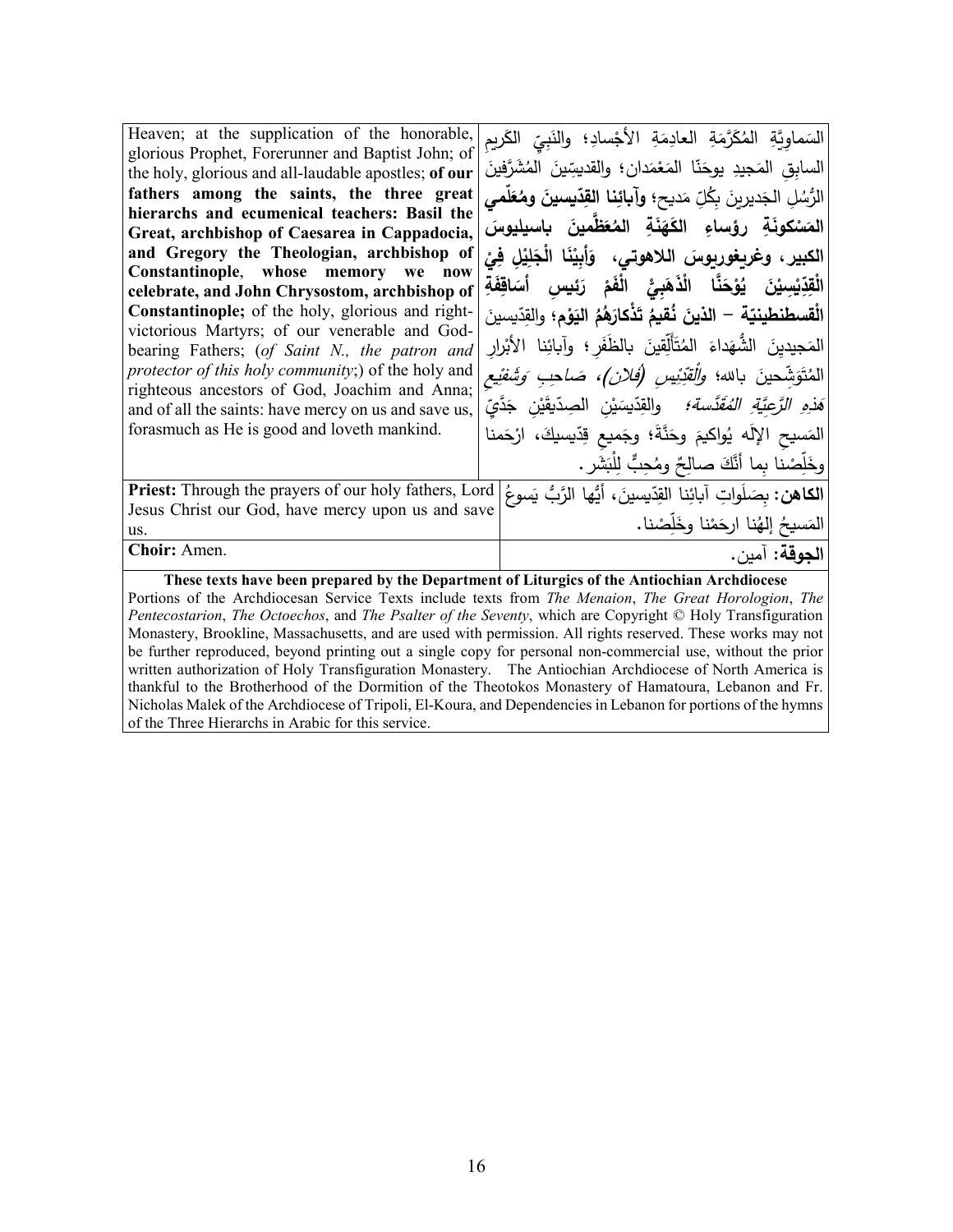| | |
|---|---|
| Heaven; at the supplication of the honorable, glorious Prophet, Forerunner and Baptist John; of the holy, glorious and all-laudable apostles; **of our fathers among the saints, the three great hierarchs and ecumenical teachers: Basil the Great, archbishop of Caesarea in Cappadocia, and Gregory the Theologian, archbishop of Constantinople**, **whose memory we now celebrate, and John Chrysostom, archbishop of Constantinople;** of the holy, glorious and right-victorious Martyrs; of our venerable and God-bearing Fathers; (*of Saint N., the patron and protector of this holy community*;) of the holy and righteous ancestors of God, Joachim and Anna; and of all the saints: have mercy on us and save us, forasmuch as He is good and loveth mankind. | السَماوِيَّةِ المُكَرَّمَةِ العادِمَةِ الأَجْسادِ؛ والنَبِيِّ الكَريمِ السابِقِ المَجيدِ يوحَنّا المَعْمَدان؛ والقديسِّينَ المُشَرَّفينَ الرُّسُلِ الجَديرينَ بِكُلِّ مَديح؛ **وآبائِنا القِدّيسينَ ومُعَلّمي المَسْكونَةِ رؤساءِ الكَهَنَةِ المُعَظَّمينَ باسيليوسَ الكبير، وغريغوريوسَ اللاهوتي، وَأَبِيْنَا الْجَلِيْلِ فِيْ الْقِدِّيْسِيْنَ يُوْحَنَّا الْذَهَبِيُّ الْفَمْ رَئِيسِ أَسَاقِفَةِ الْقسطنطينيّة – الذينَ نُقيمُ تَذْكارَهُمُ اليَوْم؛** والقِدّيسينَ المَجيدينَ الشُّهَداءَ المُتَأَلِّقينَ بالظَفَر؛ وآبائِنا الأَبْرارِ المُتَوَشِّحينَ بالله؛ *والْقِدِّيْسِ (فلان)، صَاحِبِ وَشَفِيْعِ هَذِهِ الرَّعِيَّةِ المُقَدَّسة؛* والقِدّيسَيْنِ الصِدّيقَيْنِ جَدَّيِّ المَسيحِ الإلَه يُواكيمَ وحَنَّةَ؛ وجَميعِ قِدّيسيكَ، ارْحَمنا وخَلِّصْنا بِما أَنَّكَ صالِحٌ ومُحِبٌّ لِلْبَشَر. |
| **Priest:** Through the prayers of our holy fathers, Lord Jesus Christ our God, have mercy upon us and save us. | **الكاهن:** بِصَلَواتِ آبائِنا القِدّيسينَ، أَيُّها الرَّبُّ يَسوعُ المَسيحُ إلهُنا ارحَمْنا وخَلِّصْنا. |
| **Choir:** Amen. | **الجوقة:** آمين. |

**These texts have been prepared by the Department of Liturgics of the Antiochian Archdiocese**

Portions of the Archdiocesan Service Texts include texts from *The Menaion*, *The Great Horologion*, *The Pentecostarion*, *The Octoechos*, and *The Psalter of the Seventy*, which are Copyright © Holy Transfiguration Monastery, Brookline, Massachusetts, and are used with permission. All rights reserved. These works may not be further reproduced, beyond printing out a single copy for personal non-commercial use, without the prior written authorization of Holy Transfiguration Monastery. The Antiochian Archdiocese of North America is thankful to the Brotherhood of the Dormition of the Theotokos Monastery of Hamatoura, Lebanon and Fr. Nicholas Malek of the Archdiocese of Tripoli, El-Koura, and Dependencies in Lebanon for portions of the hymns of the Three Hierarchs in Arabic for this service.